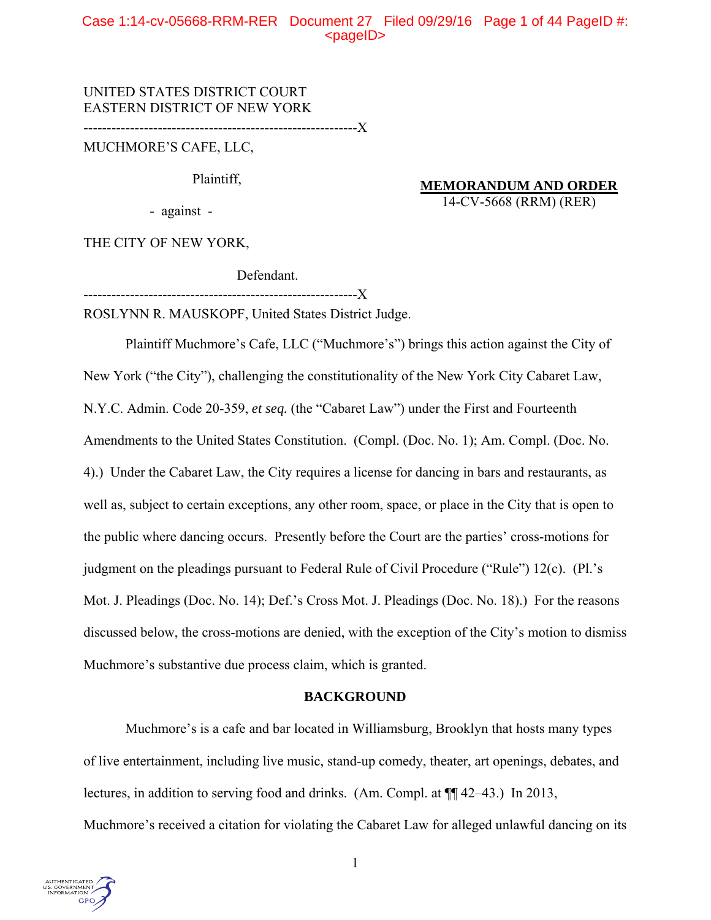UNITED STATES DISTRICT COURT
EASTERN DISTRICT OF NEW YORK

-----------------------------------------------------------X

MUCHMORE'S CAFE, LLC,

Plaintiff,

- against -

THE CITY OF NEW YORK,

Defendant.

-----------------------------------------------------------X

**MEMORANDUM AND ORDER**
14-CV-5668 (RRM) (RER)

ROSLYNN R. MAUSKOPF, United States District Judge.

Plaintiff Muchmore's Cafe, LLC ("Muchmore's") brings this action against the City of New York ("the City"), challenging the constitutionality of the New York City Cabaret Law, N.Y.C. Admin. Code 20-359, *et seq.* (the "Cabaret Law") under the First and Fourteenth Amendments to the United States Constitution. (Compl. (Doc. No. 1); Am. Compl. (Doc. No. 4).) Under the Cabaret Law, the City requires a license for dancing in bars and restaurants, as well as, subject to certain exceptions, any other room, space, or place in the City that is open to the public where dancing occurs. Presently before the Court are the parties' cross-motions for judgment on the pleadings pursuant to Federal Rule of Civil Procedure ("Rule") 12(c). (Pl.'s Mot. J. Pleadings (Doc. No. 14); Def.'s Cross Mot. J. Pleadings (Doc. No. 18).) For the reasons discussed below, the cross-motions are denied, with the exception of the City's motion to dismiss Muchmore's substantive due process claim, which is granted.

## BACKGROUND

Muchmore's is a cafe and bar located in Williamsburg, Brooklyn that hosts many types of live entertainment, including live music, stand-up comedy, theater, art openings, debates, and lectures, in addition to serving food and drinks. (Am. Compl. at ¶¶ 42–43.) In 2013, Muchmore's received a citation for violating the Cabaret Law for alleged unlawful dancing on its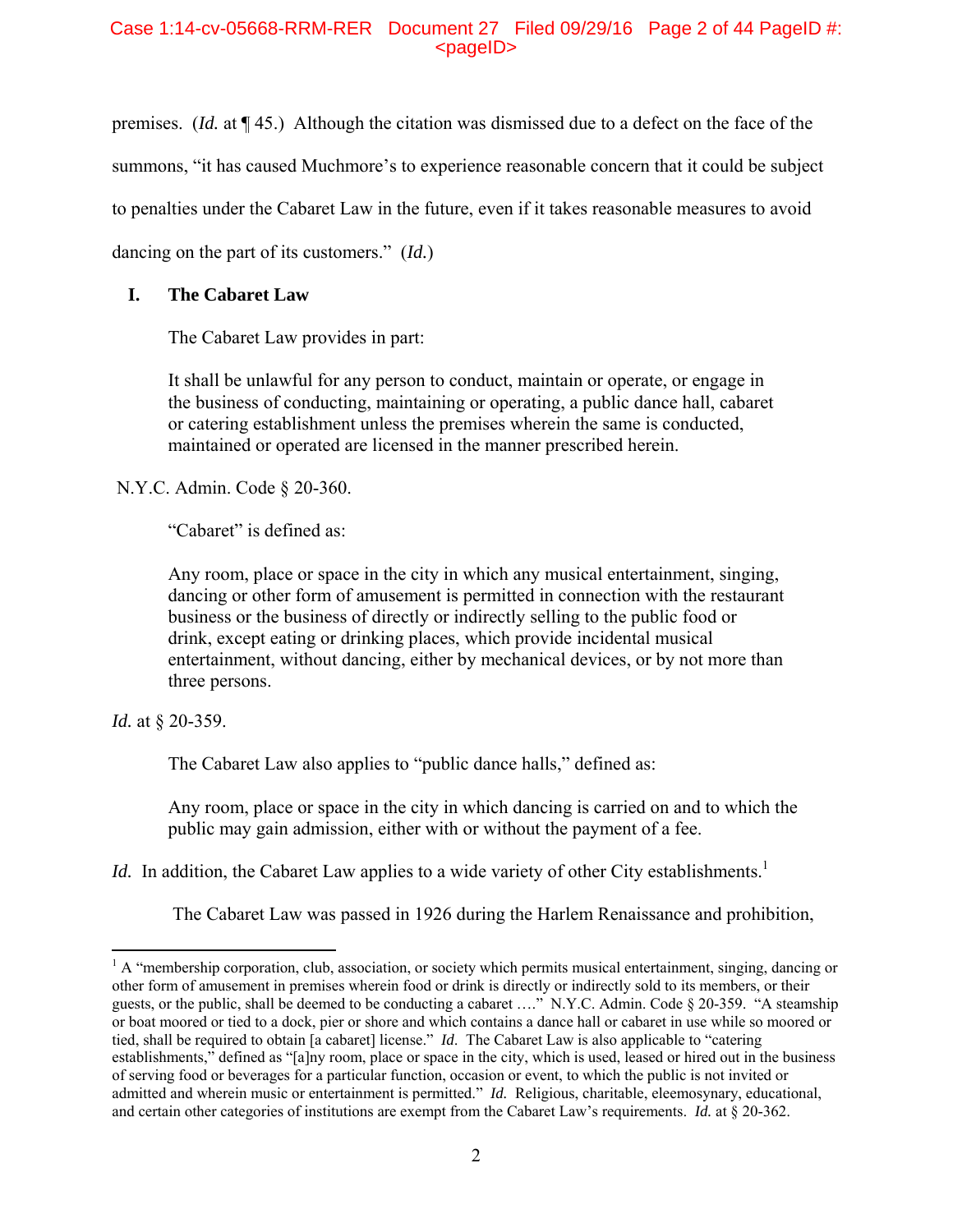premises. (*Id.* at ¶ 45.) Although the citation was dismissed due to a defect on the face of the summons, "it has caused Muchmore's to experience reasonable concern that it could be subject to penalties under the Cabaret Law in the future, even if it takes reasonable measures to avoid dancing on the part of its customers." (*Id.*)

## I. The Cabaret Law

The Cabaret Law provides in part:

> It shall be unlawful for any person to conduct, maintain or operate, or engage in the business of conducting, maintaining or operating, a public dance hall, cabaret or catering establishment unless the premises wherein the same is conducted, maintained or operated are licensed in the manner prescribed herein.

N.Y.C. Admin. Code § 20-360.

"Cabaret" is defined as:

> Any room, place or space in the city in which any musical entertainment, singing, dancing or other form of amusement is permitted in connection with the restaurant business or the business of directly or indirectly selling to the public food or drink, except eating or drinking places, which provide incidental musical entertainment, without dancing, either by mechanical devices, or by not more than three persons.

*Id.* at § 20-359.

The Cabaret Law also applies to "public dance halls," defined as:

> Any room, place or space in the city in which dancing is carried on and to which the public may gain admission, either with or without the payment of a fee.

*Id.* In addition, the Cabaret Law applies to a wide variety of other City establishments.[1]

The Cabaret Law was passed in 1926 during the Harlem Renaissance and prohibition,

---

[1] A "membership corporation, club, association, or society which permits musical entertainment, singing, dancing or other form of amusement in premises wherein food or drink is directly or indirectly sold to its members, or their guests, or the public, shall be deemed to be conducting a cabaret …." N.Y.C. Admin. Code § 20-359. "A steamship or boat moored or tied to a dock, pier or shore and which contains a dance hall or cabaret in use while so moored or tied, shall be required to obtain [a cabaret] license." *Id*. The Cabaret Law is also applicable to "catering establishments," defined as "[a]ny room, place or space in the city, which is used, leased or hired out in the business of serving food or beverages for a particular function, occasion or event, to which the public is not invited or admitted and wherein music or entertainment is permitted." *Id.* Religious, charitable, eleemosynary, educational, and certain other categories of institutions are exempt from the Cabaret Law's requirements. *Id.* at § 20-362.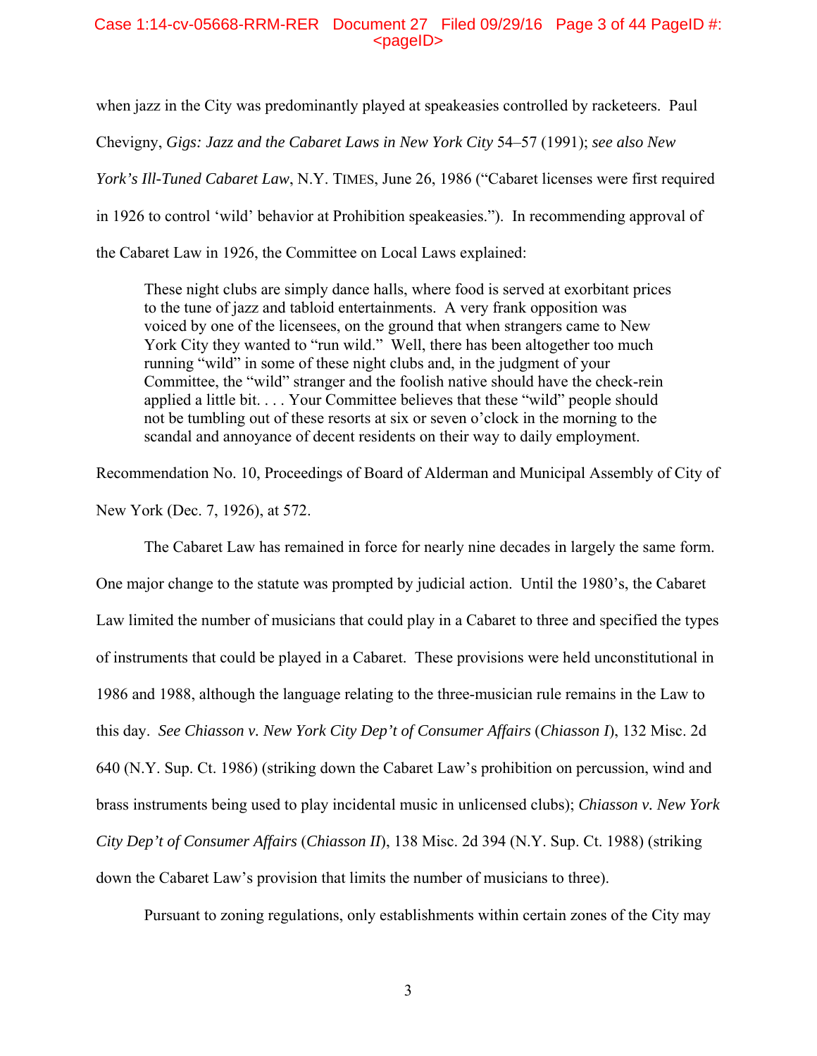when jazz in the City was predominantly played at speakeasies controlled by racketeers. Paul Chevigny, *Gigs: Jazz and the Cabaret Laws in New York City* 54–57 (1991); *see also New York's Ill-Tuned Cabaret Law*, N.Y. TIMES, June 26, 1986 ("Cabaret licenses were first required in 1926 to control 'wild' behavior at Prohibition speakeasies."). In recommending approval of the Cabaret Law in 1926, the Committee on Local Laws explained:

> These night clubs are simply dance halls, where food is served at exorbitant prices to the tune of jazz and tabloid entertainments. A very frank opposition was voiced by one of the licensees, on the ground that when strangers came to New York City they wanted to "run wild." Well, there has been altogether too much running "wild" in some of these night clubs and, in the judgment of your Committee, the "wild" stranger and the foolish native should have the check-rein applied a little bit. . . . Your Committee believes that these "wild" people should not be tumbling out of these resorts at six or seven o'clock in the morning to the scandal and annoyance of decent residents on their way to daily employment.

Recommendation No. 10, Proceedings of Board of Alderman and Municipal Assembly of City of New York (Dec. 7, 1926), at 572.

The Cabaret Law has remained in force for nearly nine decades in largely the same form. One major change to the statute was prompted by judicial action. Until the 1980's, the Cabaret Law limited the number of musicians that could play in a Cabaret to three and specified the types of instruments that could be played in a Cabaret. These provisions were held unconstitutional in 1986 and 1988, although the language relating to the three-musician rule remains in the Law to this day. *See Chiasson v. New York City Dep't of Consumer Affairs* (*Chiasson I*), 132 Misc. 2d 640 (N.Y. Sup. Ct. 1986) (striking down the Cabaret Law's prohibition on percussion, wind and brass instruments being used to play incidental music in unlicensed clubs); *Chiasson v. New York City Dep't of Consumer Affairs* (*Chiasson II*), 138 Misc. 2d 394 (N.Y. Sup. Ct. 1988) (striking down the Cabaret Law's provision that limits the number of musicians to three).

Pursuant to zoning regulations, only establishments within certain zones of the City may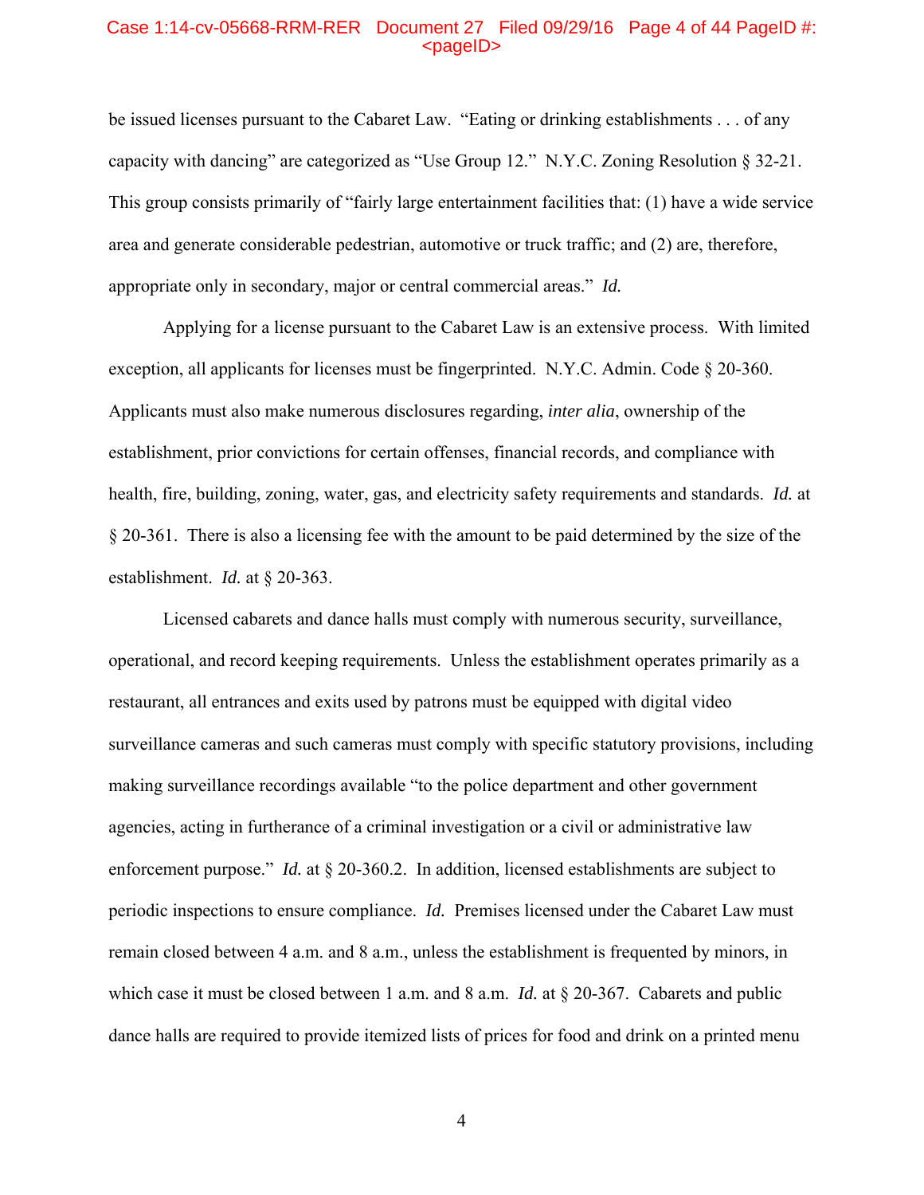be issued licenses pursuant to the Cabaret Law. "Eating or drinking establishments . . . of any capacity with dancing" are categorized as "Use Group 12." N.Y.C. Zoning Resolution § 32-21. This group consists primarily of "fairly large entertainment facilities that: (1) have a wide service area and generate considerable pedestrian, automotive or truck traffic; and (2) are, therefore, appropriate only in secondary, major or central commercial areas." *Id.*

Applying for a license pursuant to the Cabaret Law is an extensive process. With limited exception, all applicants for licenses must be fingerprinted. N.Y.C. Admin. Code § 20-360. Applicants must also make numerous disclosures regarding, *inter alia*, ownership of the establishment, prior convictions for certain offenses, financial records, and compliance with health, fire, building, zoning, water, gas, and electricity safety requirements and standards. *Id.* at § 20-361. There is also a licensing fee with the amount to be paid determined by the size of the establishment. *Id.* at § 20-363.

Licensed cabarets and dance halls must comply with numerous security, surveillance, operational, and record keeping requirements. Unless the establishment operates primarily as a restaurant, all entrances and exits used by patrons must be equipped with digital video surveillance cameras and such cameras must comply with specific statutory provisions, including making surveillance recordings available "to the police department and other government agencies, acting in furtherance of a criminal investigation or a civil or administrative law enforcement purpose." *Id.* at § 20-360.2. In addition, licensed establishments are subject to periodic inspections to ensure compliance. *Id.* Premises licensed under the Cabaret Law must remain closed between 4 a.m. and 8 a.m., unless the establishment is frequented by minors, in which case it must be closed between 1 a.m. and 8 a.m. *Id.* at § 20-367. Cabarets and public dance halls are required to provide itemized lists of prices for food and drink on a printed menu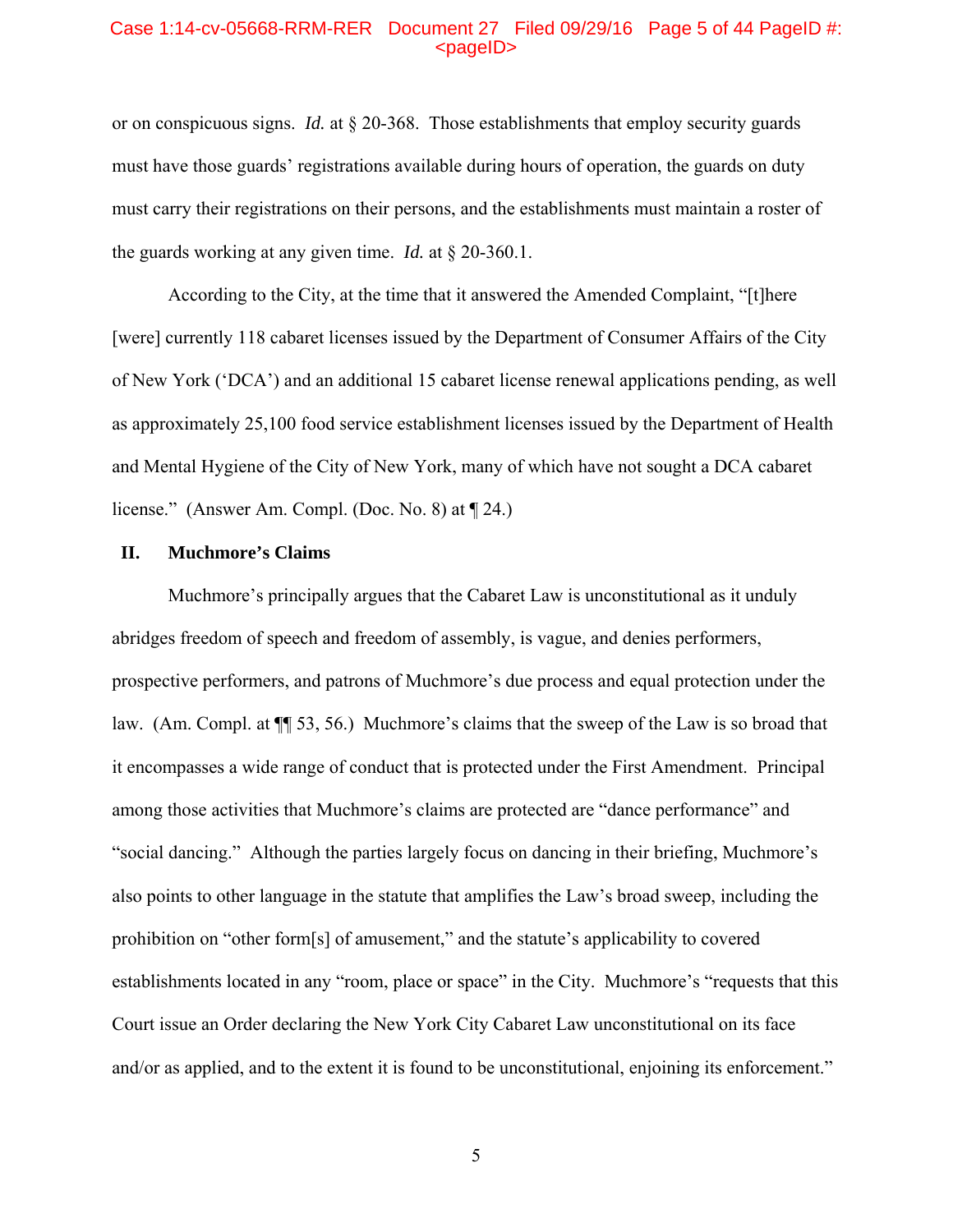or on conspicuous signs. *Id.* at § 20-368. Those establishments that employ security guards must have those guards' registrations available during hours of operation, the guards on duty must carry their registrations on their persons, and the establishments must maintain a roster of the guards working at any given time. *Id.* at § 20-360.1.

According to the City, at the time that it answered the Amended Complaint, "[t]here [were] currently 118 cabaret licenses issued by the Department of Consumer Affairs of the City of New York ('DCA') and an additional 15 cabaret license renewal applications pending, as well as approximately 25,100 food service establishment licenses issued by the Department of Health and Mental Hygiene of the City of New York, many of which have not sought a DCA cabaret license." (Answer Am. Compl. (Doc. No. 8) at ¶ 24.)

## II. Muchmore's Claims

Muchmore's principally argues that the Cabaret Law is unconstitutional as it unduly abridges freedom of speech and freedom of assembly, is vague, and denies performers, prospective performers, and patrons of Muchmore's due process and equal protection under the law. (Am. Compl. at ¶¶ 53, 56.) Muchmore's claims that the sweep of the Law is so broad that it encompasses a wide range of conduct that is protected under the First Amendment. Principal among those activities that Muchmore's claims are protected are "dance performance" and "social dancing." Although the parties largely focus on dancing in their briefing, Muchmore's also points to other language in the statute that amplifies the Law's broad sweep, including the prohibition on "other form[s] of amusement," and the statute's applicability to covered establishments located in any "room, place or space" in the City. Muchmore's "requests that this Court issue an Order declaring the New York City Cabaret Law unconstitutional on its face and/or as applied, and to the extent it is found to be unconstitutional, enjoining its enforcement."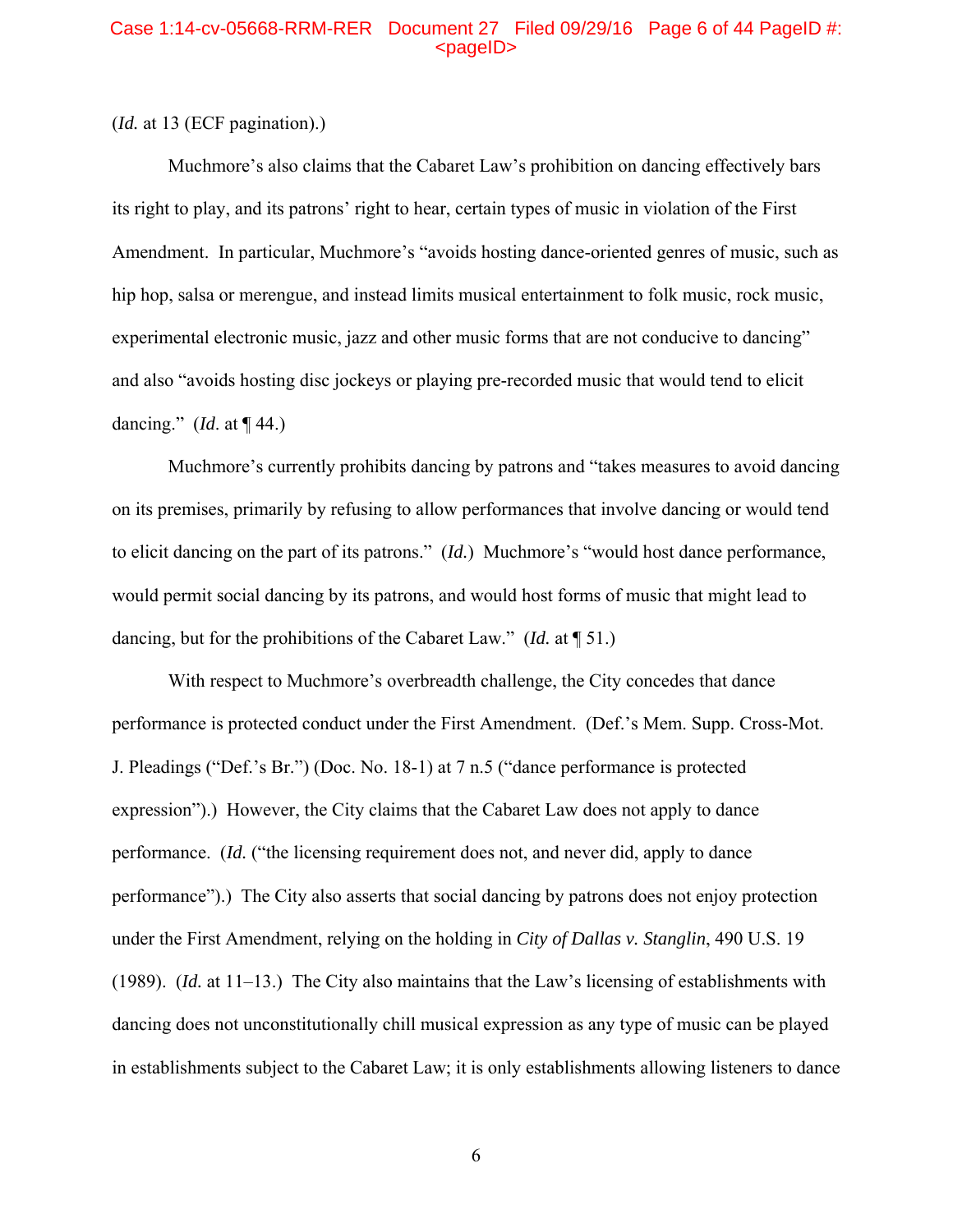(*Id.* at 13 (ECF pagination).)

Muchmore's also claims that the Cabaret Law's prohibition on dancing effectively bars its right to play, and its patrons' right to hear, certain types of music in violation of the First Amendment. In particular, Muchmore's "avoids hosting dance-oriented genres of music, such as hip hop, salsa or merengue, and instead limits musical entertainment to folk music, rock music, experimental electronic music, jazz and other music forms that are not conducive to dancing" and also "avoids hosting disc jockeys or playing pre-recorded music that would tend to elicit dancing." (*Id*. at ¶ 44.)

Muchmore's currently prohibits dancing by patrons and "takes measures to avoid dancing on its premises, primarily by refusing to allow performances that involve dancing or would tend to elicit dancing on the part of its patrons." (*Id.*) Muchmore's "would host dance performance, would permit social dancing by its patrons, and would host forms of music that might lead to dancing, but for the prohibitions of the Cabaret Law." (*Id.* at ¶ 51.)

With respect to Muchmore's overbreadth challenge, the City concedes that dance performance is protected conduct under the First Amendment. (Def.'s Mem. Supp. Cross-Mot. J. Pleadings ("Def.'s Br.") (Doc. No. 18-1) at 7 n.5 ("dance performance is protected expression").) However, the City claims that the Cabaret Law does not apply to dance performance. (*Id.* ("the licensing requirement does not, and never did, apply to dance performance").) The City also asserts that social dancing by patrons does not enjoy protection under the First Amendment, relying on the holding in *City of Dallas v. Stanglin*, 490 U.S. 19 (1989). (*Id.* at 11–13.) The City also maintains that the Law's licensing of establishments with dancing does not unconstitutionally chill musical expression as any type of music can be played in establishments subject to the Cabaret Law; it is only establishments allowing listeners to dance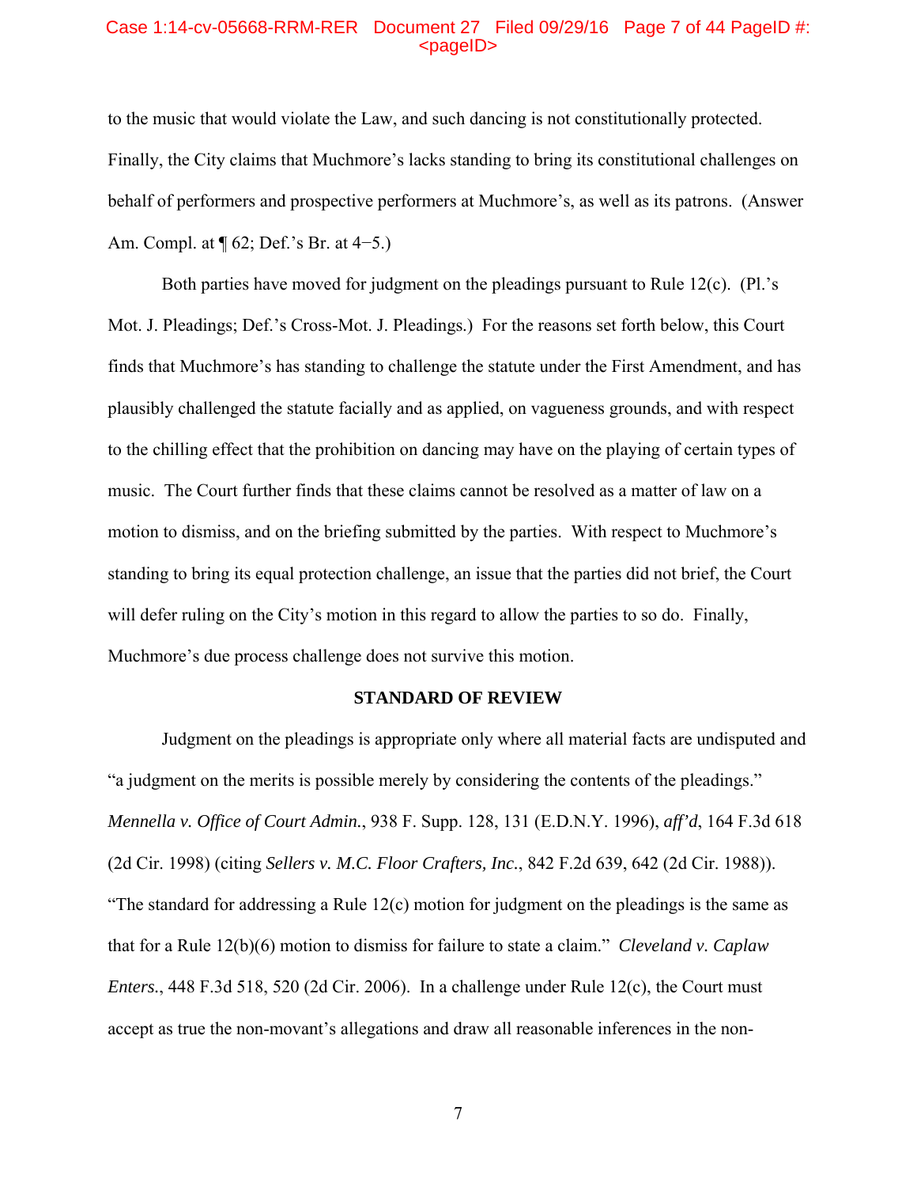to the music that would violate the Law, and such dancing is not constitutionally protected. Finally, the City claims that Muchmore's lacks standing to bring its constitutional challenges on behalf of performers and prospective performers at Muchmore's, as well as its patrons. (Answer Am. Compl. at ¶ 62; Def.'s Br. at 4−5.)

Both parties have moved for judgment on the pleadings pursuant to Rule 12(c). (Pl.'s Mot. J. Pleadings; Def.'s Cross-Mot. J. Pleadings.) For the reasons set forth below, this Court finds that Muchmore's has standing to challenge the statute under the First Amendment, and has plausibly challenged the statute facially and as applied, on vagueness grounds, and with respect to the chilling effect that the prohibition on dancing may have on the playing of certain types of music. The Court further finds that these claims cannot be resolved as a matter of law on a motion to dismiss, and on the briefing submitted by the parties. With respect to Muchmore's standing to bring its equal protection challenge, an issue that the parties did not brief, the Court will defer ruling on the City's motion in this regard to allow the parties to so do. Finally, Muchmore's due process challenge does not survive this motion.

**STANDARD OF REVIEW**

Judgment on the pleadings is appropriate only where all material facts are undisputed and "a judgment on the merits is possible merely by considering the contents of the pleadings." *Mennella v. Office of Court Admin.*, 938 F. Supp. 128, 131 (E.D.N.Y. 1996), *aff'd*, 164 F.3d 618 (2d Cir. 1998) (citing *Sellers v. M.C. Floor Crafters, Inc.*, 842 F.2d 639, 642 (2d Cir. 1988)). "The standard for addressing a Rule 12(c) motion for judgment on the pleadings is the same as that for a Rule 12(b)(6) motion to dismiss for failure to state a claim." *Cleveland v. Caplaw Enters.*, 448 F.3d 518, 520 (2d Cir. 2006). In a challenge under Rule 12(c), the Court must accept as true the non-movant's allegations and draw all reasonable inferences in the non-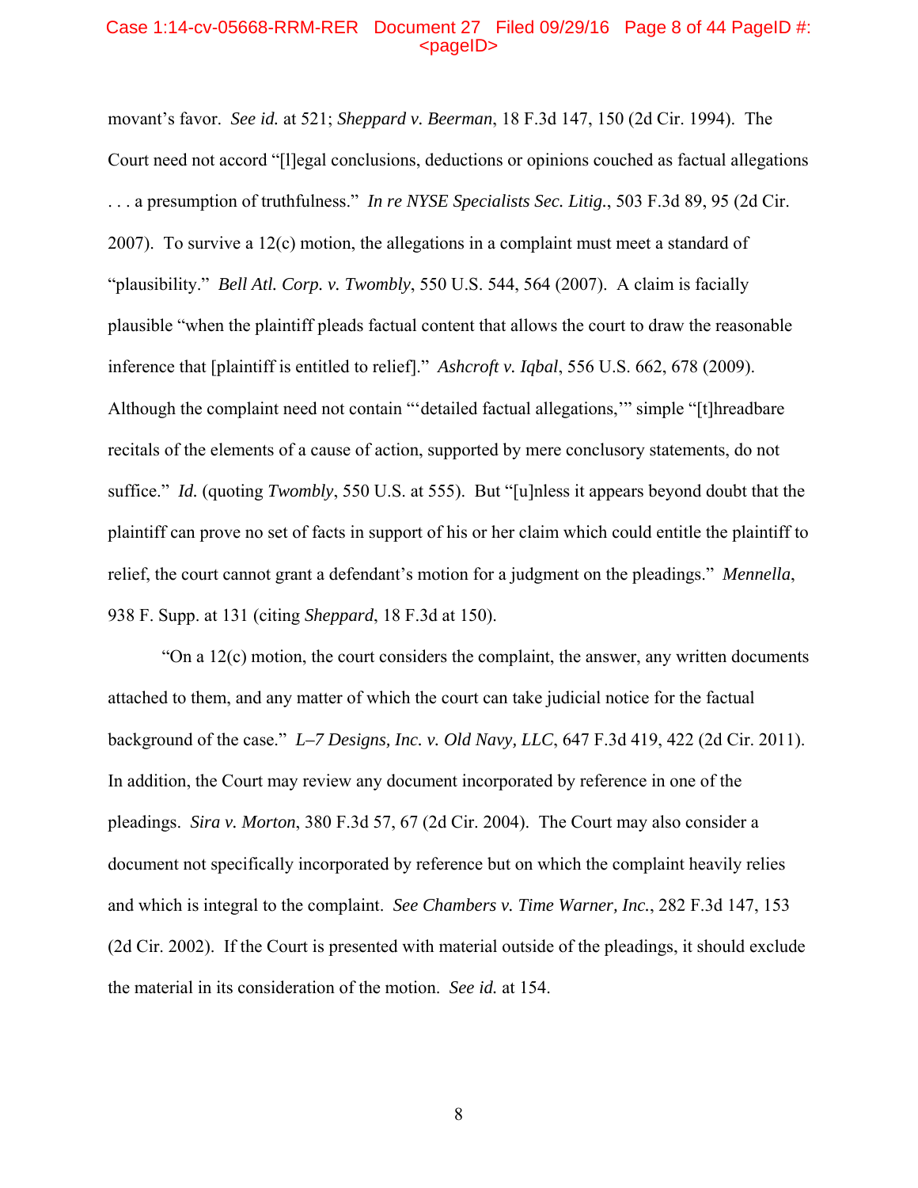movant's favor. *See id.* at 521; *Sheppard v. Beerman*, 18 F.3d 147, 150 (2d Cir. 1994). The Court need not accord "[l]egal conclusions, deductions or opinions couched as factual allegations . . . a presumption of truthfulness." *In re NYSE Specialists Sec. Litig.*, 503 F.3d 89, 95 (2d Cir. 2007). To survive a 12(c) motion, the allegations in a complaint must meet a standard of "plausibility." *Bell Atl. Corp. v. Twombly*, 550 U.S. 544, 564 (2007). A claim is facially plausible "when the plaintiff pleads factual content that allows the court to draw the reasonable inference that [plaintiff is entitled to relief]." *Ashcroft v. Iqbal*, 556 U.S. 662, 678 (2009). Although the complaint need not contain "'detailed factual allegations,'" simple "[t]hreadbare recitals of the elements of a cause of action, supported by mere conclusory statements, do not suffice." *Id.* (quoting *Twombly*, 550 U.S. at 555). But "[u]nless it appears beyond doubt that the plaintiff can prove no set of facts in support of his or her claim which could entitle the plaintiff to relief, the court cannot grant a defendant's motion for a judgment on the pleadings." *Mennella*, 938 F. Supp. at 131 (citing *Sheppard*, 18 F.3d at 150).

"On a 12(c) motion, the court considers the complaint, the answer, any written documents attached to them, and any matter of which the court can take judicial notice for the factual background of the case." *L–7 Designs, Inc. v. Old Navy, LLC*, 647 F.3d 419, 422 (2d Cir. 2011). In addition, the Court may review any document incorporated by reference in one of the pleadings. *Sira v. Morton*, 380 F.3d 57, 67 (2d Cir. 2004). The Court may also consider a document not specifically incorporated by reference but on which the complaint heavily relies and which is integral to the complaint. *See Chambers v. Time Warner, Inc.*, 282 F.3d 147, 153 (2d Cir. 2002). If the Court is presented with material outside of the pleadings, it should exclude the material in its consideration of the motion. *See id.* at 154.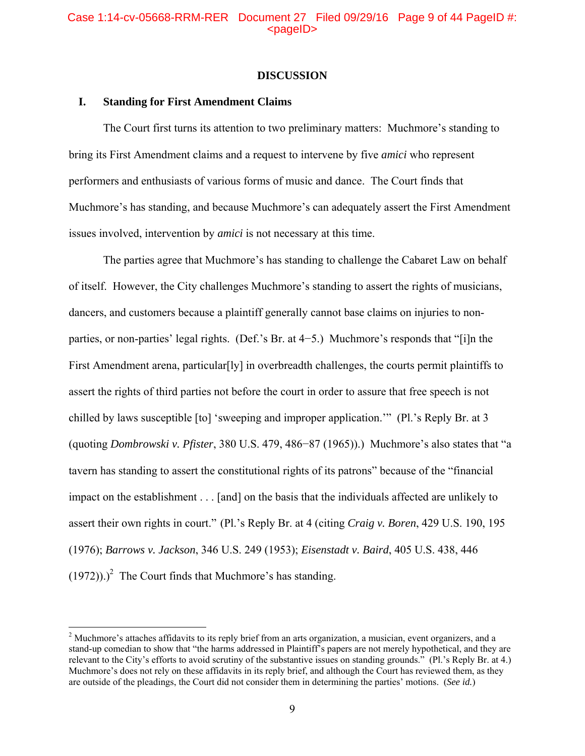# DISCUSSION

## I. Standing for First Amendment Claims

The Court first turns its attention to two preliminary matters: Muchmore's standing to bring its First Amendment claims and a request to intervene by five *amici* who represent performers and enthusiasts of various forms of music and dance. The Court finds that Muchmore's has standing, and because Muchmore's can adequately assert the First Amendment issues involved, intervention by *amici* is not necessary at this time.

The parties agree that Muchmore's has standing to challenge the Cabaret Law on behalf of itself. However, the City challenges Muchmore's standing to assert the rights of musicians, dancers, and customers because a plaintiff generally cannot base claims on injuries to non-parties, or non-parties' legal rights. (Def.'s Br. at 4−5.) Muchmore's responds that "[i]n the First Amendment arena, particular[ly] in overbreadth challenges, the courts permit plaintiffs to assert the rights of third parties not before the court in order to assure that free speech is not chilled by laws susceptible [to] 'sweeping and improper application.'" (Pl.'s Reply Br. at 3 (quoting *Dombrowski v. Pfister*, 380 U.S. 479, 486−87 (1965)).) Muchmore's also states that "a tavern has standing to assert the constitutional rights of its patrons" because of the "financial impact on the establishment . . . [and] on the basis that the individuals affected are unlikely to assert their own rights in court." (Pl.'s Reply Br. at 4 (citing *Craig v. Boren*, 429 U.S. 190, 195 (1976); *Barrows v. Jackson*, 346 U.S. 249 (1953); *Eisenstadt v. Baird*, 405 U.S. 438, 446 (1972)).)[2] The Court finds that Muchmore's has standing.

---

[2] Muchmore's attaches affidavits to its reply brief from an arts organization, a musician, event organizers, and a stand-up comedian to show that "the harms addressed in Plaintiff's papers are not merely hypothetical, and they are relevant to the City's efforts to avoid scrutiny of the substantive issues on standing grounds." (Pl.'s Reply Br. at 4.) Muchmore's does not rely on these affidavits in its reply brief, and although the Court has reviewed them, as they are outside of the pleadings, the Court did not consider them in determining the parties' motions. (*See id.*)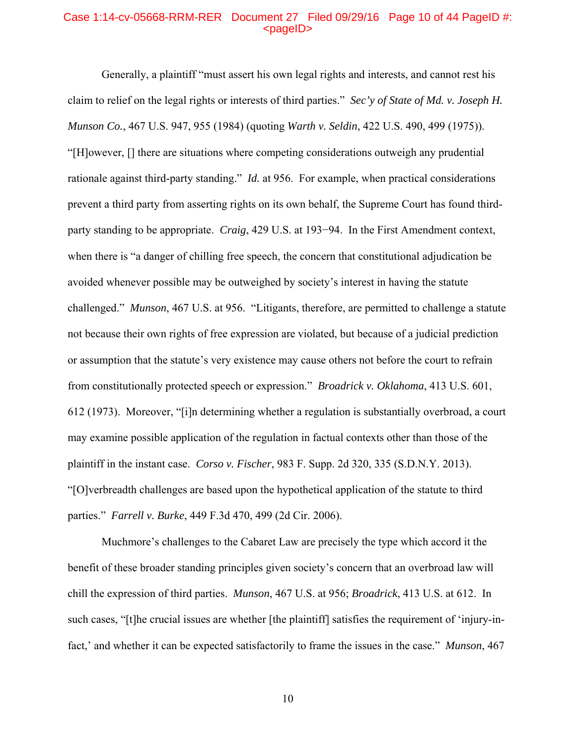Generally, a plaintiff "must assert his own legal rights and interests, and cannot rest his claim to relief on the legal rights or interests of third parties." *Sec'y of State of Md. v. Joseph H. Munson Co.*, 467 U.S. 947, 955 (1984) (quoting *Warth v. Seldin*, 422 U.S. 490, 499 (1975)). "[H]owever, [] there are situations where competing considerations outweigh any prudential rationale against third-party standing." *Id.* at 956. For example, when practical considerations prevent a third party from asserting rights on its own behalf, the Supreme Court has found third-party standing to be appropriate. *Craig*, 429 U.S. at 193−94. In the First Amendment context, when there is "a danger of chilling free speech, the concern that constitutional adjudication be avoided whenever possible may be outweighed by society's interest in having the statute challenged." *Munson*, 467 U.S. at 956. "Litigants, therefore, are permitted to challenge a statute not because their own rights of free expression are violated, but because of a judicial prediction or assumption that the statute's very existence may cause others not before the court to refrain from constitutionally protected speech or expression." *Broadrick v. Oklahoma*, 413 U.S. 601, 612 (1973). Moreover, "[i]n determining whether a regulation is substantially overbroad, a court may examine possible application of the regulation in factual contexts other than those of the plaintiff in the instant case. *Corso v. Fischer*, 983 F. Supp. 2d 320, 335 (S.D.N.Y. 2013). "[O]verbreadth challenges are based upon the hypothetical application of the statute to third parties." *Farrell v. Burke*, 449 F.3d 470, 499 (2d Cir. 2006).

Muchmore's challenges to the Cabaret Law are precisely the type which accord it the benefit of these broader standing principles given society's concern that an overbroad law will chill the expression of third parties. *Munson*, 467 U.S. at 956; *Broadrick*, 413 U.S. at 612. In such cases, "[t]he crucial issues are whether [the plaintiff] satisfies the requirement of 'injury-in-fact,' and whether it can be expected satisfactorily to frame the issues in the case." *Munson*, 467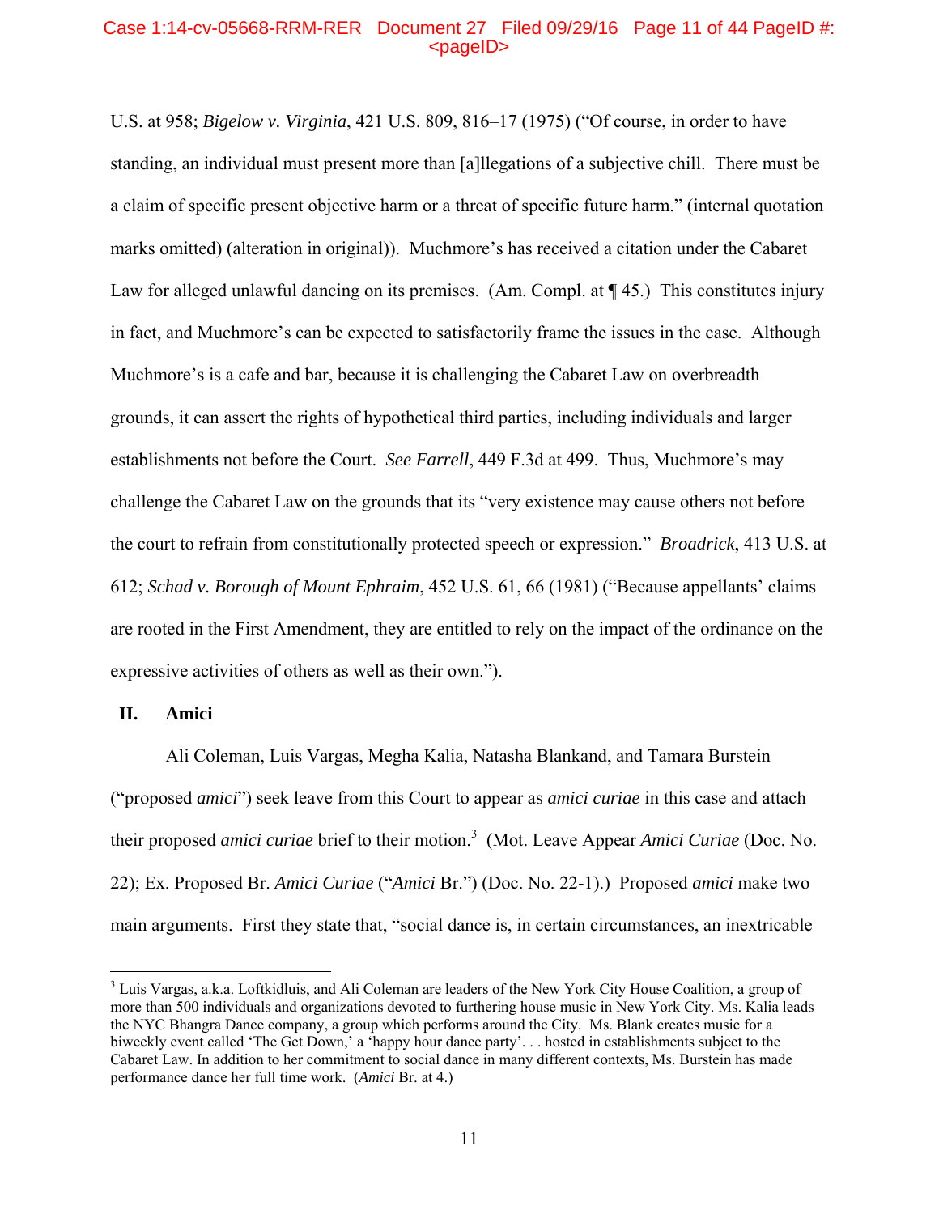U.S. at 958; *Bigelow v. Virginia*, 421 U.S. 809, 816–17 (1975) ("Of course, in order to have standing, an individual must present more than [a]llegations of a subjective chill. There must be a claim of specific present objective harm or a threat of specific future harm." (internal quotation marks omitted) (alteration in original)). Muchmore's has received a citation under the Cabaret Law for alleged unlawful dancing on its premises. (Am. Compl. at ¶ 45.) This constitutes injury in fact, and Muchmore's can be expected to satisfactorily frame the issues in the case. Although Muchmore's is a cafe and bar, because it is challenging the Cabaret Law on overbreadth grounds, it can assert the rights of hypothetical third parties, including individuals and larger establishments not before the Court. *See Farrell*, 449 F.3d at 499. Thus, Muchmore's may challenge the Cabaret Law on the grounds that its "very existence may cause others not before the court to refrain from constitutionally protected speech or expression." *Broadrick*, 413 U.S. at 612; *Schad v. Borough of Mount Ephraim*, 452 U.S. 61, 66 (1981) ("Because appellants' claims are rooted in the First Amendment, they are entitled to rely on the impact of the ordinance on the expressive activities of others as well as their own.").

## II. Amici

Ali Coleman, Luis Vargas, Megha Kalia, Natasha Blankand, and Tamara Burstein ("proposed *amici*") seek leave from this Court to appear as *amici curiae* in this case and attach their proposed *amici curiae* brief to their motion.[3] (Mot. Leave Appear *Amici Curiae* (Doc. No. 22); Ex. Proposed Br. *Amici Curiae* ("*Amici* Br.") (Doc. No. 22-1).) Proposed *amici* make two main arguments. First they state that, "social dance is, in certain circumstances, an inextricable

---

[3] Luis Vargas, a.k.a. Loftkidluis, and Ali Coleman are leaders of the New York City House Coalition, a group of more than 500 individuals and organizations devoted to furthering house music in New York City. Ms. Kalia leads the NYC Bhangra Dance company, a group which performs around the City. Ms. Blank creates music for a biweekly event called 'The Get Down,' a 'happy hour dance party'. . . hosted in establishments subject to the Cabaret Law. In addition to her commitment to social dance in many different contexts, Ms. Burstein has made performance dance her full time work. (*Amici* Br. at 4.)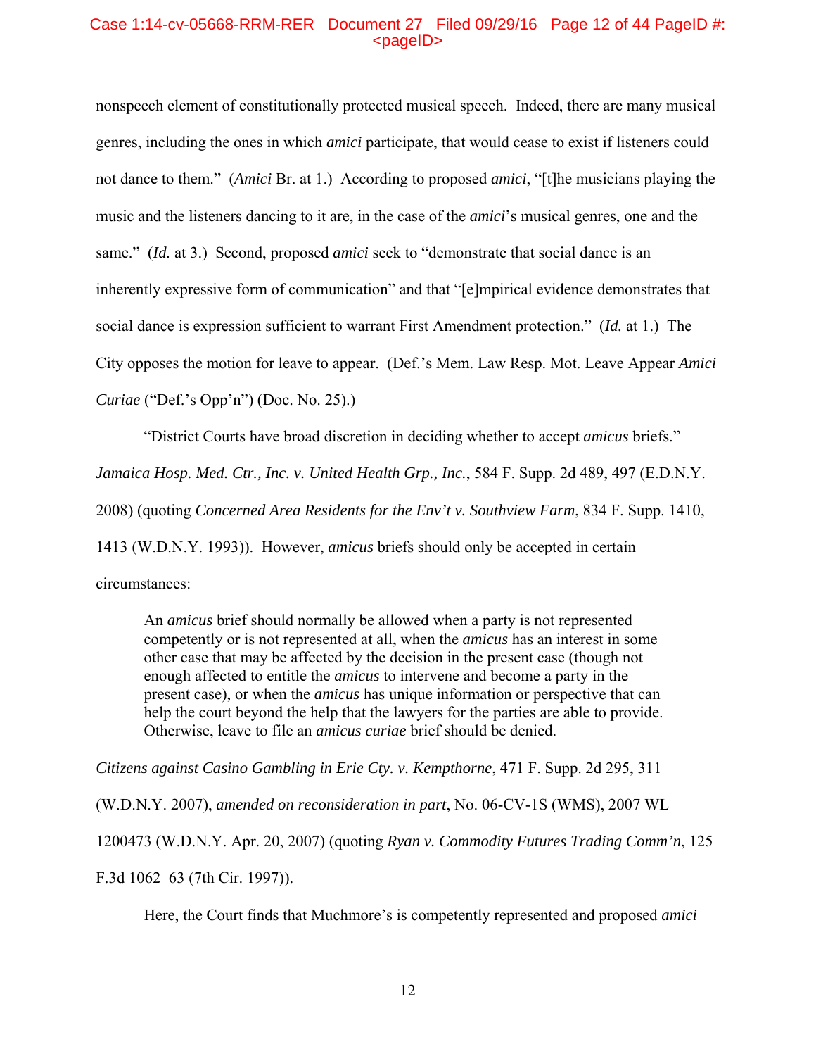nonspeech element of constitutionally protected musical speech. Indeed, there are many musical genres, including the ones in which *amici* participate, that would cease to exist if listeners could not dance to them." (*Amici* Br. at 1.) According to proposed *amici*, "[t]he musicians playing the music and the listeners dancing to it are, in the case of the *amici*'s musical genres, one and the same." (*Id.* at 3.) Second, proposed *amici* seek to "demonstrate that social dance is an inherently expressive form of communication" and that "[e]mpirical evidence demonstrates that social dance is expression sufficient to warrant First Amendment protection." (*Id.* at 1.) The City opposes the motion for leave to appear. (Def.'s Mem. Law Resp. Mot. Leave Appear *Amici Curiae* ("Def.'s Opp'n") (Doc. No. 25).)

"District Courts have broad discretion in deciding whether to accept *amicus* briefs." *Jamaica Hosp. Med. Ctr., Inc. v. United Health Grp., Inc.*, 584 F. Supp. 2d 489, 497 (E.D.N.Y. 2008) (quoting *Concerned Area Residents for the Env't v. Southview Farm*, 834 F. Supp. 1410, 1413 (W.D.N.Y. 1993)). However, *amicus* briefs should only be accepted in certain circumstances:

> An *amicus* brief should normally be allowed when a party is not represented competently or is not represented at all, when the *amicus* has an interest in some other case that may be affected by the decision in the present case (though not enough affected to entitle the *amicus* to intervene and become a party in the present case), or when the *amicus* has unique information or perspective that can help the court beyond the help that the lawyers for the parties are able to provide. Otherwise, leave to file an *amicus curiae* brief should be denied.

*Citizens against Casino Gambling in Erie Cty. v. Kempthorne*, 471 F. Supp. 2d 295, 311 (W.D.N.Y. 2007), *amended on reconsideration in part*, No. 06-CV-1S (WMS), 2007 WL 1200473 (W.D.N.Y. Apr. 20, 2007) (quoting *Ryan v. Commodity Futures Trading Comm'n*, 125 F.3d 1062–63 (7th Cir. 1997)).

Here, the Court finds that Muchmore's is competently represented and proposed *amici*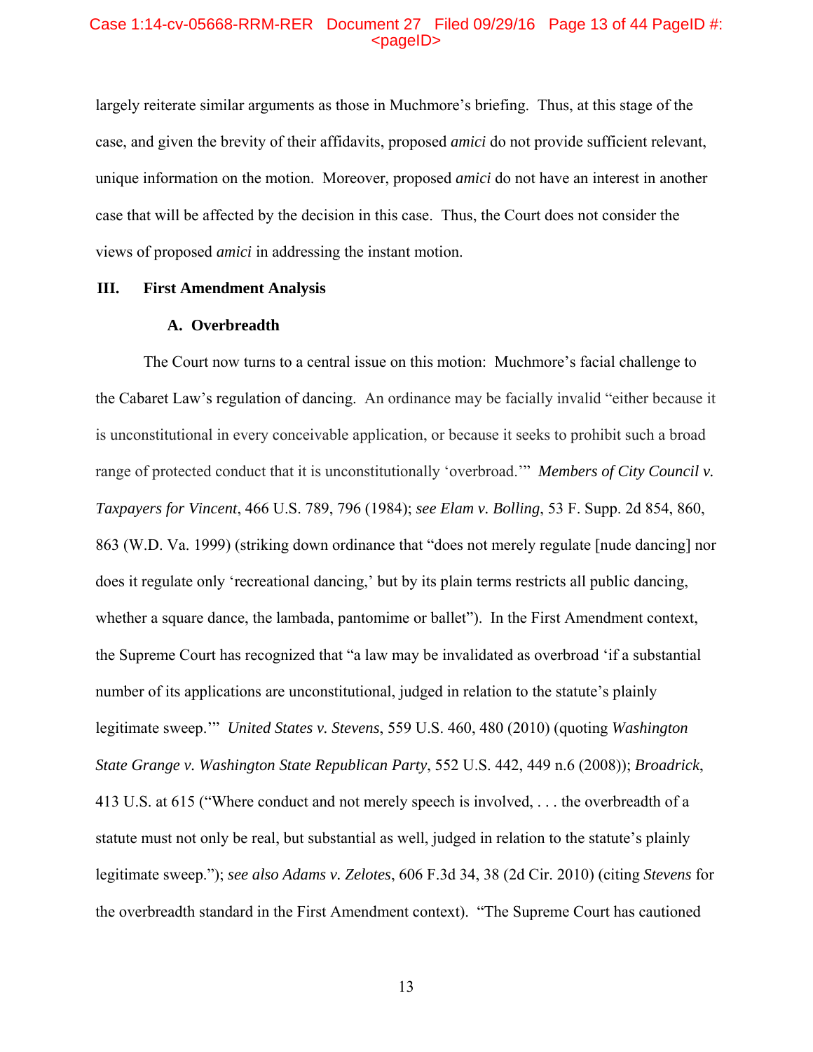largely reiterate similar arguments as those in Muchmore's briefing. Thus, at this stage of the case, and given the brevity of their affidavits, proposed *amici* do not provide sufficient relevant, unique information on the motion. Moreover, proposed *amici* do not have an interest in another case that will be affected by the decision in this case. Thus, the Court does not consider the views of proposed *amici* in addressing the instant motion.

## III. First Amendment Analysis

### A. Overbreadth

The Court now turns to a central issue on this motion: Muchmore's facial challenge to the Cabaret Law's regulation of dancing. An ordinance may be facially invalid "either because it is unconstitutional in every conceivable application, or because it seeks to prohibit such a broad range of protected conduct that it is unconstitutionally 'overbroad.'" *Members of City Council v. Taxpayers for Vincent*, 466 U.S. 789, 796 (1984); *see Elam v. Bolling*, 53 F. Supp. 2d 854, 860, 863 (W.D. Va. 1999) (striking down ordinance that "does not merely regulate [nude dancing] nor does it regulate only 'recreational dancing,' but by its plain terms restricts all public dancing, whether a square dance, the lambada, pantomime or ballet"). In the First Amendment context, the Supreme Court has recognized that "a law may be invalidated as overbroad 'if a substantial number of its applications are unconstitutional, judged in relation to the statute's plainly legitimate sweep.'" *United States v. Stevens*, 559 U.S. 460, 480 (2010) (quoting *Washington State Grange v. Washington State Republican Party*, 552 U.S. 442, 449 n.6 (2008)); *Broadrick*, 413 U.S. at 615 ("Where conduct and not merely speech is involved, . . . the overbreadth of a statute must not only be real, but substantial as well, judged in relation to the statute's plainly legitimate sweep."); *see also Adams v. Zelotes*, 606 F.3d 34, 38 (2d Cir. 2010) (citing *Stevens* for the overbreadth standard in the First Amendment context). "The Supreme Court has cautioned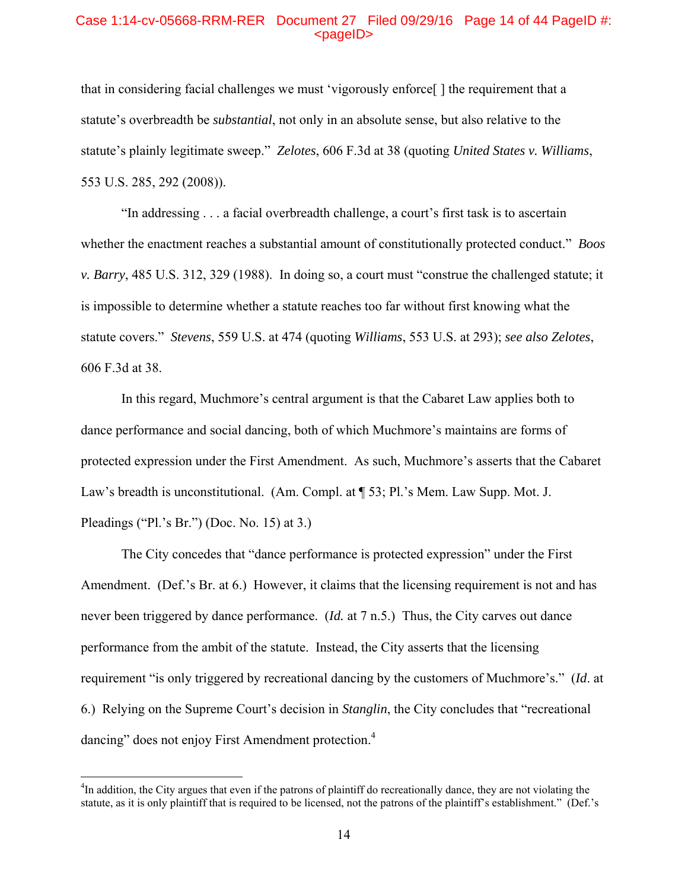that in considering facial challenges we must 'vigorously enforce[ ] the requirement that a statute's overbreadth be *substantial*, not only in an absolute sense, but also relative to the statute's plainly legitimate sweep." *Zelotes*, 606 F.3d at 38 (quoting *United States v. Williams*, 553 U.S. 285, 292 (2008)).

"In addressing . . . a facial overbreadth challenge, a court's first task is to ascertain whether the enactment reaches a substantial amount of constitutionally protected conduct." *Boos v. Barry*, 485 U.S. 312, 329 (1988). In doing so, a court must "construe the challenged statute; it is impossible to determine whether a statute reaches too far without first knowing what the statute covers." *Stevens*, 559 U.S. at 474 (quoting *Williams*, 553 U.S. at 293); *see also Zelotes*, 606 F.3d at 38.

In this regard, Muchmore's central argument is that the Cabaret Law applies both to dance performance and social dancing, both of which Muchmore's maintains are forms of protected expression under the First Amendment. As such, Muchmore's asserts that the Cabaret Law's breadth is unconstitutional. (Am. Compl. at ¶ 53; Pl.'s Mem. Law Supp. Mot. J. Pleadings ("Pl.'s Br.") (Doc. No. 15) at 3.)

The City concedes that "dance performance is protected expression" under the First Amendment. (Def.'s Br. at 6.) However, it claims that the licensing requirement is not and has never been triggered by dance performance. (*Id.* at 7 n.5.) Thus, the City carves out dance performance from the ambit of the statute. Instead, the City asserts that the licensing requirement "is only triggered by recreational dancing by the customers of Muchmore's." (*Id*. at 6.) Relying on the Supreme Court's decision in *Stanglin*, the City concludes that "recreational dancing" does not enjoy First Amendment protection.[4]

---

[4]In addition, the City argues that even if the patrons of plaintiff do recreationally dance, they are not violating the statute, as it is only plaintiff that is required to be licensed, not the patrons of the plaintiff's establishment." (Def.'s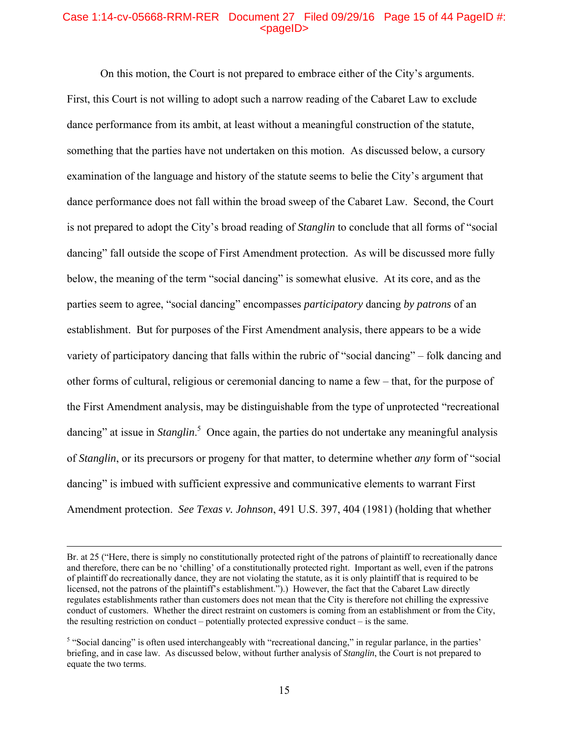On this motion, the Court is not prepared to embrace either of the City's arguments. First, this Court is not willing to adopt such a narrow reading of the Cabaret Law to exclude dance performance from its ambit, at least without a meaningful construction of the statute, something that the parties have not undertaken on this motion. As discussed below, a cursory examination of the language and history of the statute seems to belie the City's argument that dance performance does not fall within the broad sweep of the Cabaret Law. Second, the Court is not prepared to adopt the City's broad reading of *Stanglin* to conclude that all forms of "social dancing" fall outside the scope of First Amendment protection. As will be discussed more fully below, the meaning of the term "social dancing" is somewhat elusive. At its core, and as the parties seem to agree, "social dancing" encompasses *participatory* dancing *by patrons* of an establishment. But for purposes of the First Amendment analysis, there appears to be a wide variety of participatory dancing that falls within the rubric of "social dancing" – folk dancing and other forms of cultural, religious or ceremonial dancing to name a few – that, for the purpose of the First Amendment analysis, may be distinguishable from the type of unprotected "recreational dancing" at issue in *Stanglin*.[5] Once again, the parties do not undertake any meaningful analysis of *Stanglin*, or its precursors or progeny for that matter, to determine whether *any* form of "social dancing" is imbued with sufficient expressive and communicative elements to warrant First Amendment protection. *See Texas v. Johnson*, 491 U.S. 397, 404 (1981) (holding that whether

---

Br. at 25 ("Here, there is simply no constitutionally protected right of the patrons of plaintiff to recreationally dance and therefore, there can be no 'chilling' of a constitutionally protected right. Important as well, even if the patrons of plaintiff do recreationally dance, they are not violating the statute, as it is only plaintiff that is required to be licensed, not the patrons of the plaintiff's establishment.").) However, the fact that the Cabaret Law directly regulates establishments rather than customers does not mean that the City is therefore not chilling the expressive conduct of customers. Whether the direct restraint on customers is coming from an establishment or from the City, the resulting restriction on conduct – potentially protected expressive conduct – is the same.

[5] "Social dancing" is often used interchangeably with "recreational dancing," in regular parlance, in the parties' briefing, and in case law. As discussed below, without further analysis of *Stanglin*, the Court is not prepared to equate the two terms.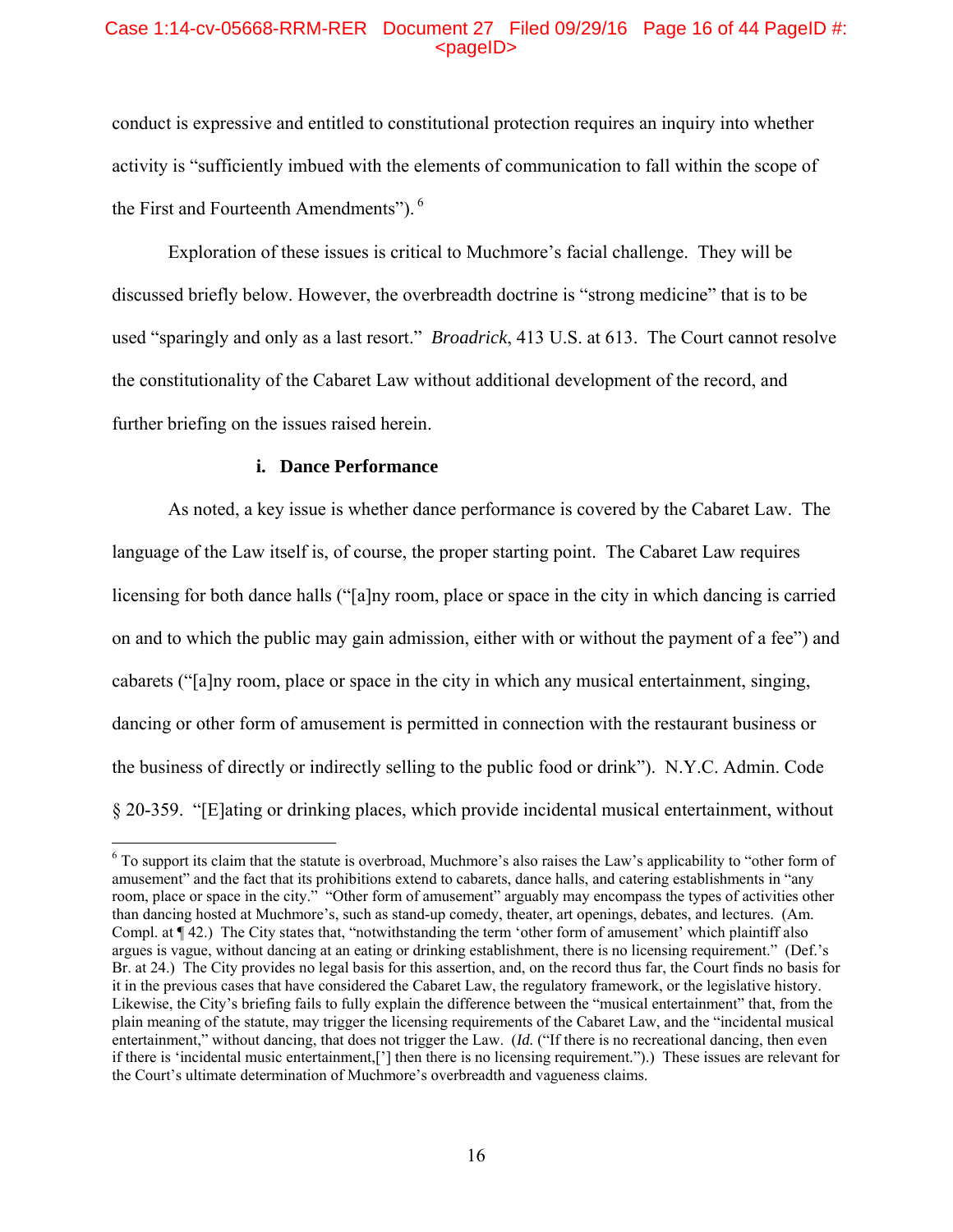conduct is expressive and entitled to constitutional protection requires an inquiry into whether activity is "sufficiently imbued with the elements of communication to fall within the scope of the First and Fourteenth Amendments").[6]

Exploration of these issues is critical to Muchmore's facial challenge. They will be discussed briefly below. However, the overbreadth doctrine is "strong medicine" that is to be used "sparingly and only as a last resort." *Broadrick*, 413 U.S. at 613. The Court cannot resolve the constitutionality of the Cabaret Law without additional development of the record, and further briefing on the issues raised herein.

**i. Dance Performance**

As noted, a key issue is whether dance performance is covered by the Cabaret Law. The language of the Law itself is, of course, the proper starting point. The Cabaret Law requires licensing for both dance halls ("[a]ny room, place or space in the city in which dancing is carried on and to which the public may gain admission, either with or without the payment of a fee") and cabarets ("[a]ny room, place or space in the city in which any musical entertainment, singing, dancing or other form of amusement is permitted in connection with the restaurant business or the business of directly or indirectly selling to the public food or drink"). N.Y.C. Admin. Code § 20-359. "[E]ating or drinking places, which provide incidental musical entertainment, without

---

[6] To support its claim that the statute is overbroad, Muchmore's also raises the Law's applicability to "other form of amusement" and the fact that its prohibitions extend to cabarets, dance halls, and catering establishments in "any room, place or space in the city." "Other form of amusement" arguably may encompass the types of activities other than dancing hosted at Muchmore's, such as stand-up comedy, theater, art openings, debates, and lectures. (Am. Compl. at ¶ 42.) The City states that, "notwithstanding the term 'other form of amusement' which plaintiff also argues is vague, without dancing at an eating or drinking establishment, there is no licensing requirement." (Def.'s Br. at 24.) The City provides no legal basis for this assertion, and, on the record thus far, the Court finds no basis for it in the previous cases that have considered the Cabaret Law, the regulatory framework, or the legislative history. Likewise, the City's briefing fails to fully explain the difference between the "musical entertainment" that, from the plain meaning of the statute, may trigger the licensing requirements of the Cabaret Law, and the "incidental musical entertainment," without dancing, that does not trigger the Law. (*Id.* ("If there is no recreational dancing, then even if there is 'incidental music entertainment,['] then there is no licensing requirement.").) These issues are relevant for the Court's ultimate determination of Muchmore's overbreadth and vagueness claims.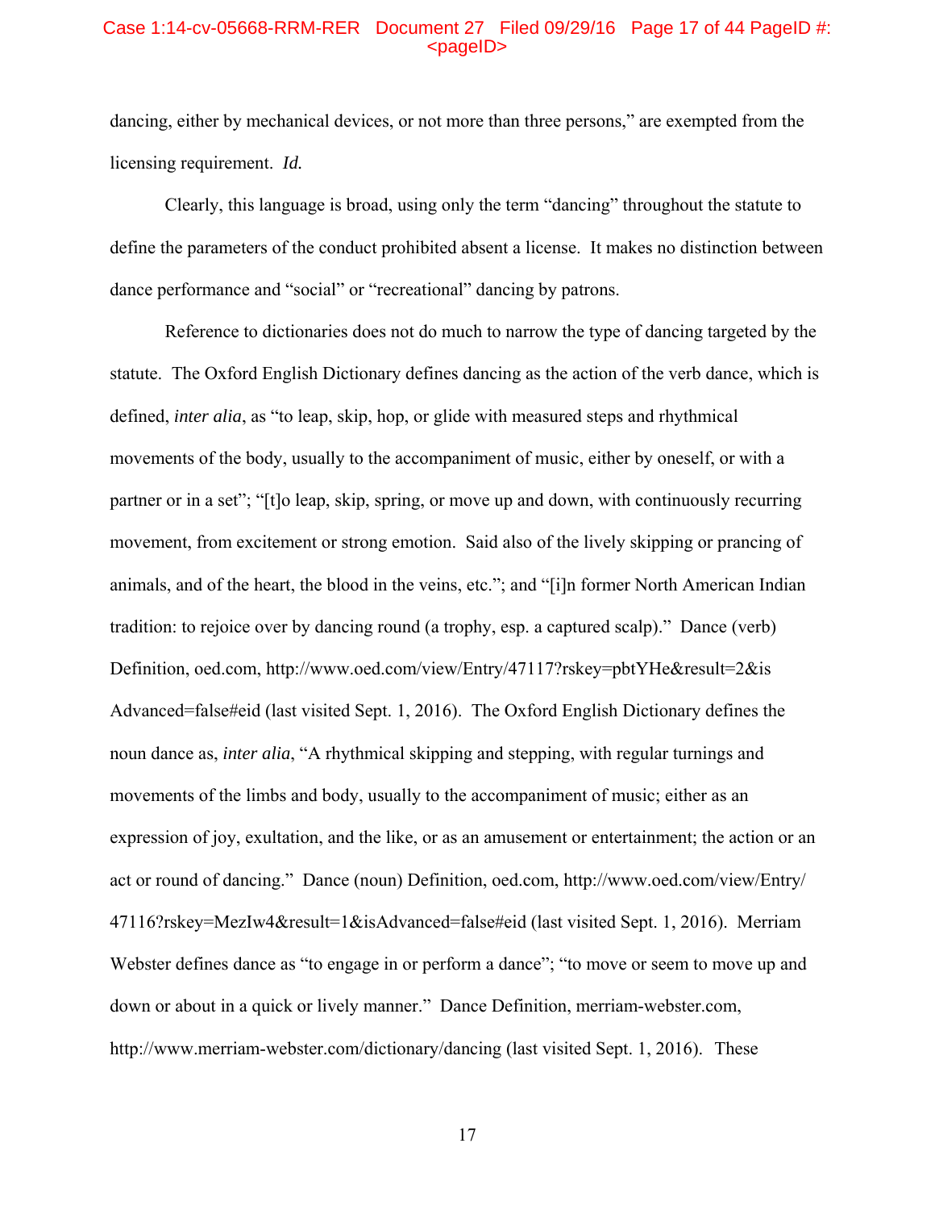dancing, either by mechanical devices, or not more than three persons," are exempted from the licensing requirement. *Id.*

Clearly, this language is broad, using only the term "dancing" throughout the statute to define the parameters of the conduct prohibited absent a license. It makes no distinction between dance performance and "social" or "recreational" dancing by patrons.

Reference to dictionaries does not do much to narrow the type of dancing targeted by the statute. The Oxford English Dictionary defines dancing as the action of the verb dance, which is defined, *inter alia*, as "to leap, skip, hop, or glide with measured steps and rhythmical movements of the body, usually to the accompaniment of music, either by oneself, or with a partner or in a set"; "[t]o leap, skip, spring, or move up and down, with continuously recurring movement, from excitement or strong emotion. Said also of the lively skipping or prancing of animals, and of the heart, the blood in the veins, etc."; and "[i]n former North American Indian tradition: to rejoice over by dancing round (a trophy, esp. a captured scalp)." Dance (verb) Definition, oed.com, http://www.oed.com/view/Entry/47117?rskey=pbtYHe&result=2&is Advanced=false#eid (last visited Sept. 1, 2016). The Oxford English Dictionary defines the noun dance as, *inter alia*, "A rhythmical skipping and stepping, with regular turnings and movements of the limbs and body, usually to the accompaniment of music; either as an expression of joy, exultation, and the like, or as an amusement or entertainment; the action or an act or round of dancing." Dance (noun) Definition, oed.com, http://www.oed.com/view/Entry/47116?rskey=MezIw4&result=1&isAdvanced=false#eid (last visited Sept. 1, 2016). Merriam Webster defines dance as "to engage in or perform a dance"; "to move or seem to move up and down or about in a quick or lively manner." Dance Definition, merriam-webster.com, http://www.merriam-webster.com/dictionary/dancing (last visited Sept. 1, 2016). These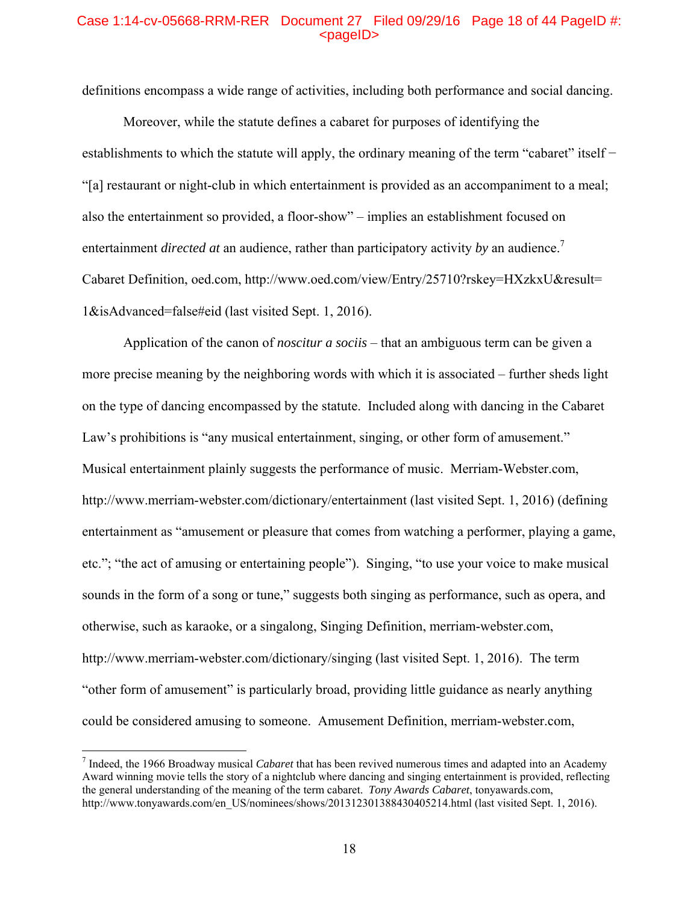definitions encompass a wide range of activities, including both performance and social dancing.

Moreover, while the statute defines a cabaret for purposes of identifying the establishments to which the statute will apply, the ordinary meaning of the term "cabaret" itself – "[a] restaurant or night-club in which entertainment is provided as an accompaniment to a meal; also the entertainment so provided, a floor-show" – implies an establishment focused on entertainment *directed at* an audience, rather than participatory activity *by* an audience.[7] Cabaret Definition, oed.com, http://www.oed.com/view/Entry/25710?rskey=HXzkxU&result=1&isAdvanced=false#eid (last visited Sept. 1, 2016).

Application of the canon of *noscitur a sociis* – that an ambiguous term can be given a more precise meaning by the neighboring words with which it is associated – further sheds light on the type of dancing encompassed by the statute. Included along with dancing in the Cabaret Law's prohibitions is "any musical entertainment, singing, or other form of amusement." Musical entertainment plainly suggests the performance of music. Merriam-Webster.com, http://www.merriam-webster.com/dictionary/entertainment (last visited Sept. 1, 2016) (defining entertainment as "amusement or pleasure that comes from watching a performer, playing a game, etc."; "the act of amusing or entertaining people"). Singing, "to use your voice to make musical sounds in the form of a song or tune," suggests both singing as performance, such as opera, and otherwise, such as karaoke, or a singalong, Singing Definition, merriam-webster.com, http://www.merriam-webster.com/dictionary/singing (last visited Sept. 1, 2016). The term "other form of amusement" is particularly broad, providing little guidance as nearly anything could be considered amusing to someone. Amusement Definition, merriam-webster.com,

---

[7] Indeed, the 1966 Broadway musical *Cabaret* that has been revived numerous times and adapted into an Academy Award winning movie tells the story of a nightclub where dancing and singing entertainment is provided, reflecting the general understanding of the meaning of the term cabaret. *Tony Awards Cabaret*, tonyawards.com, http://www.tonyawards.com/en_US/nominees/shows/201312301388430405214.html (last visited Sept. 1, 2016).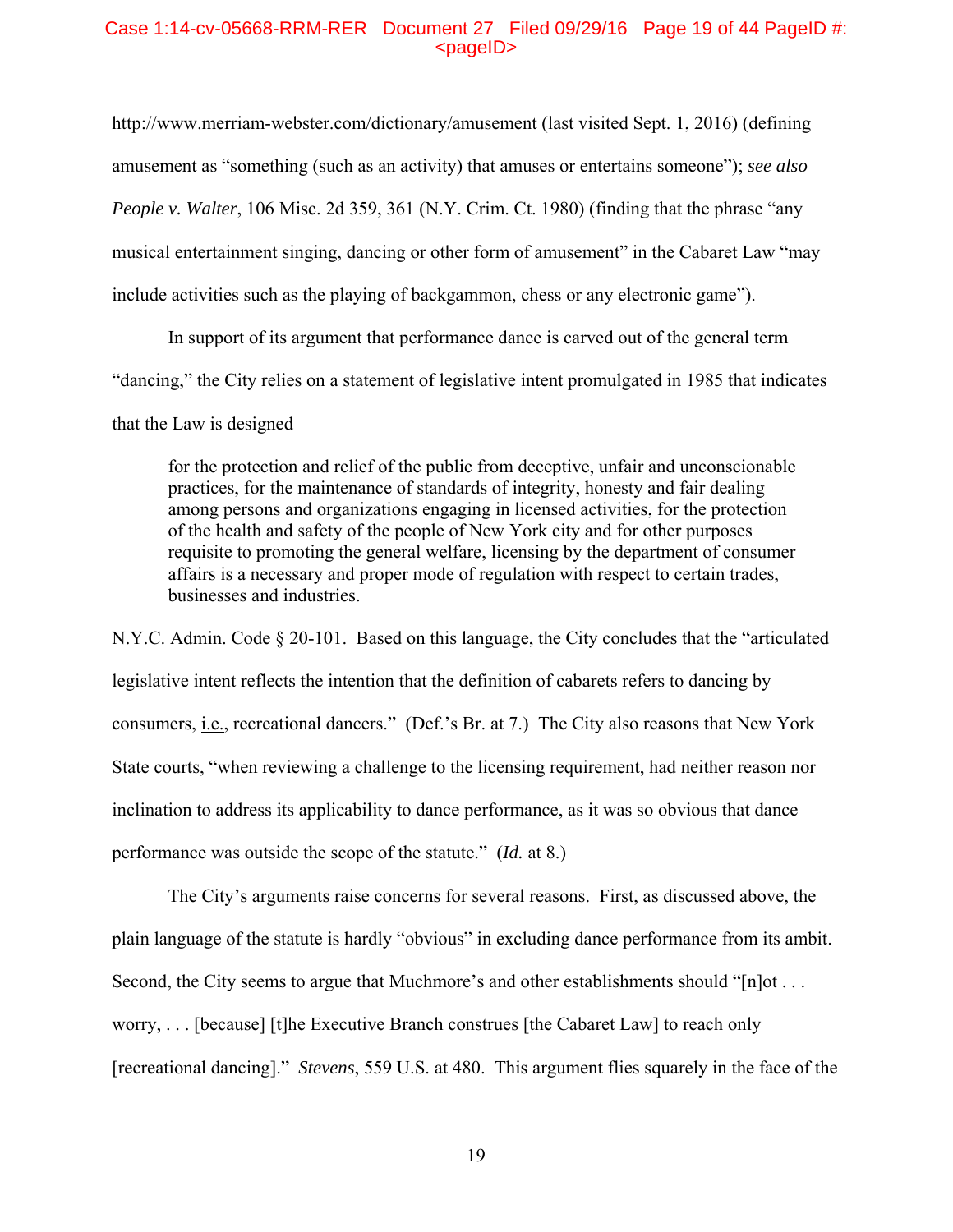http://www.merriam-webster.com/dictionary/amusement (last visited Sept. 1, 2016) (defining amusement as "something (such as an activity) that amuses or entertains someone"); *see also People v. Walter*, 106 Misc. 2d 359, 361 (N.Y. Crim. Ct. 1980) (finding that the phrase "any musical entertainment singing, dancing or other form of amusement" in the Cabaret Law "may include activities such as the playing of backgammon, chess or any electronic game").

In support of its argument that performance dance is carved out of the general term "dancing," the City relies on a statement of legislative intent promulgated in 1985 that indicates that the Law is designed

> for the protection and relief of the public from deceptive, unfair and unconscionable practices, for the maintenance of standards of integrity, honesty and fair dealing among persons and organizations engaging in licensed activities, for the protection of the health and safety of the people of New York city and for other purposes requisite to promoting the general welfare, licensing by the department of consumer affairs is a necessary and proper mode of regulation with respect to certain trades, businesses and industries.

N.Y.C. Admin. Code § 20-101. Based on this language, the City concludes that the "articulated legislative intent reflects the intention that the definition of cabarets refers to dancing by consumers, i.e., recreational dancers." (Def.'s Br. at 7.) The City also reasons that New York State courts, "when reviewing a challenge to the licensing requirement, had neither reason nor inclination to address its applicability to dance performance, as it was so obvious that dance performance was outside the scope of the statute." (*Id.* at 8.)

The City's arguments raise concerns for several reasons. First, as discussed above, the plain language of the statute is hardly "obvious" in excluding dance performance from its ambit. Second, the City seems to argue that Muchmore's and other establishments should "[n]ot . . . worry, . . . [because] [t]he Executive Branch construes [the Cabaret Law] to reach only [recreational dancing]." *Stevens*, 559 U.S. at 480. This argument flies squarely in the face of the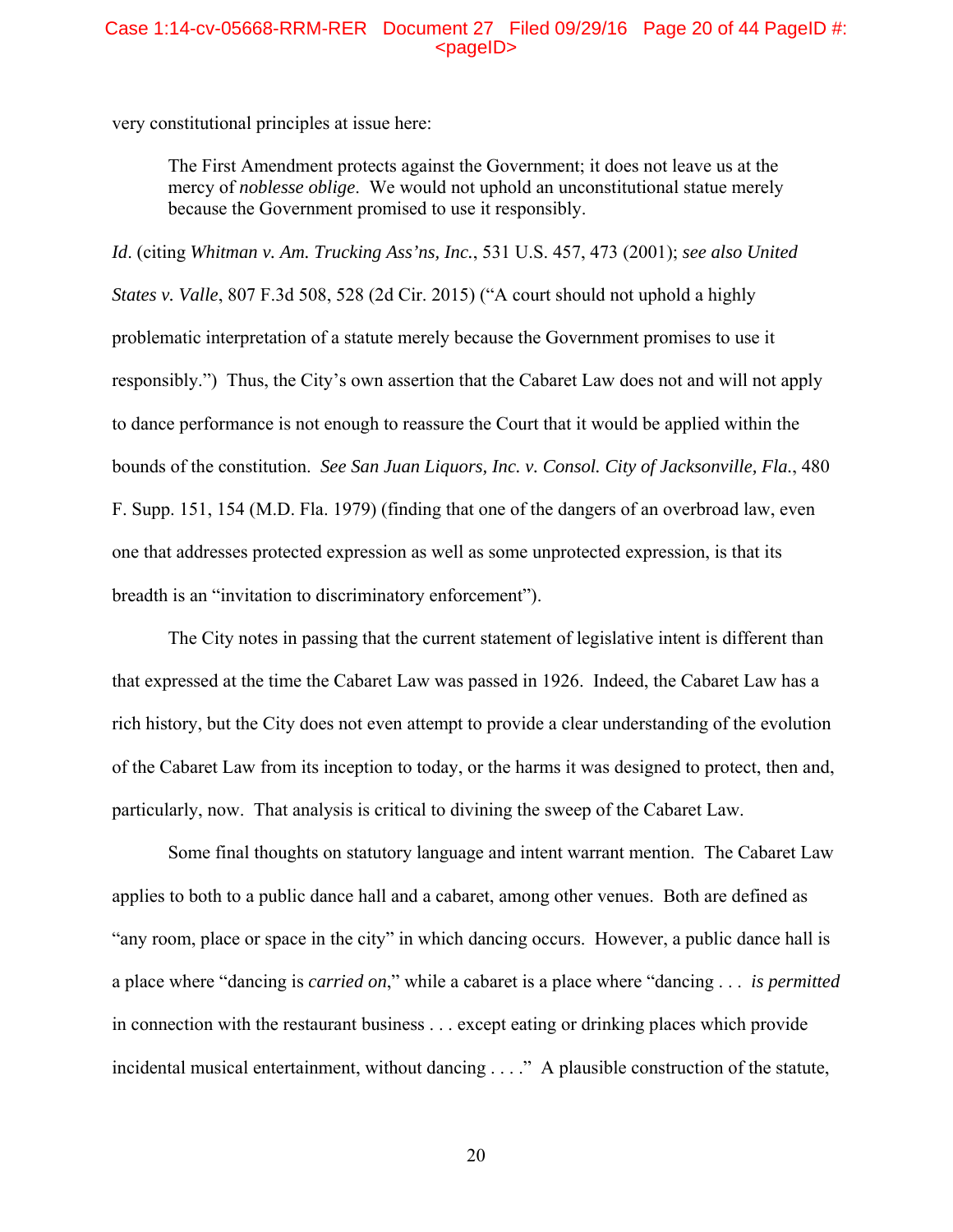very constitutional principles at issue here:

> The First Amendment protects against the Government; it does not leave us at the mercy of *noblesse oblige*. We would not uphold an unconstitutional statue merely because the Government promised to use it responsibly.

*Id*. (citing *Whitman v. Am. Trucking Ass'ns, Inc.*, 531 U.S. 457, 473 (2001); *see also United States v. Valle*, 807 F.3d 508, 528 (2d Cir. 2015) ("A court should not uphold a highly problematic interpretation of a statute merely because the Government promises to use it responsibly.") Thus, the City's own assertion that the Cabaret Law does not and will not apply to dance performance is not enough to reassure the Court that it would be applied within the bounds of the constitution. *See San Juan Liquors, Inc. v. Consol. City of Jacksonville, Fla.*, 480 F. Supp. 151, 154 (M.D. Fla. 1979) (finding that one of the dangers of an overbroad law, even one that addresses protected expression as well as some unprotected expression, is that its breadth is an "invitation to discriminatory enforcement").

The City notes in passing that the current statement of legislative intent is different than that expressed at the time the Cabaret Law was passed in 1926. Indeed, the Cabaret Law has a rich history, but the City does not even attempt to provide a clear understanding of the evolution of the Cabaret Law from its inception to today, or the harms it was designed to protect, then and, particularly, now. That analysis is critical to divining the sweep of the Cabaret Law.

Some final thoughts on statutory language and intent warrant mention. The Cabaret Law applies to both to a public dance hall and a cabaret, among other venues. Both are defined as "any room, place or space in the city" in which dancing occurs. However, a public dance hall is a place where "dancing is *carried on*," while a cabaret is a place where "dancing . . . *is permitted* in connection with the restaurant business . . . except eating or drinking places which provide incidental musical entertainment, without dancing . . . ." A plausible construction of the statute,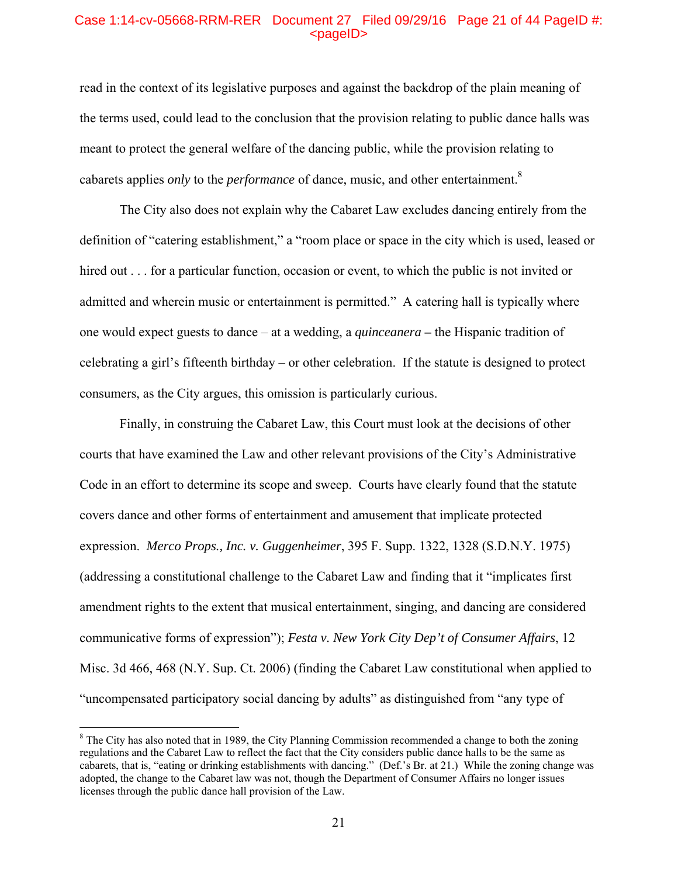read in the context of its legislative purposes and against the backdrop of the plain meaning of the terms used, could lead to the conclusion that the provision relating to public dance halls was meant to protect the general welfare of the dancing public, while the provision relating to cabarets applies *only* to the *performance* of dance, music, and other entertainment.[8]

The City also does not explain why the Cabaret Law excludes dancing entirely from the definition of "catering establishment," a "room place or space in the city which is used, leased or hired out . . . for a particular function, occasion or event, to which the public is not invited or admitted and wherein music or entertainment is permitted." A catering hall is typically where one would expect guests to dance – at a wedding, a *quinceanera* **–** the Hispanic tradition of celebrating a girl's fifteenth birthday – or other celebration. If the statute is designed to protect consumers, as the City argues, this omission is particularly curious.

Finally, in construing the Cabaret Law, this Court must look at the decisions of other courts that have examined the Law and other relevant provisions of the City's Administrative Code in an effort to determine its scope and sweep. Courts have clearly found that the statute covers dance and other forms of entertainment and amusement that implicate protected expression. *Merco Props., Inc. v. Guggenheimer*, 395 F. Supp. 1322, 1328 (S.D.N.Y. 1975) (addressing a constitutional challenge to the Cabaret Law and finding that it "implicates first amendment rights to the extent that musical entertainment, singing, and dancing are considered communicative forms of expression"); *Festa v. New York City Dep't of Consumer Affairs*, 12 Misc. 3d 466, 468 (N.Y. Sup. Ct. 2006) (finding the Cabaret Law constitutional when applied to "uncompensated participatory social dancing by adults" as distinguished from "any type of

---

[8] The City has also noted that in 1989, the City Planning Commission recommended a change to both the zoning regulations and the Cabaret Law to reflect the fact that the City considers public dance halls to be the same as cabarets, that is, "eating or drinking establishments with dancing." (Def.'s Br. at 21.) While the zoning change was adopted, the change to the Cabaret law was not, though the Department of Consumer Affairs no longer issues licenses through the public dance hall provision of the Law.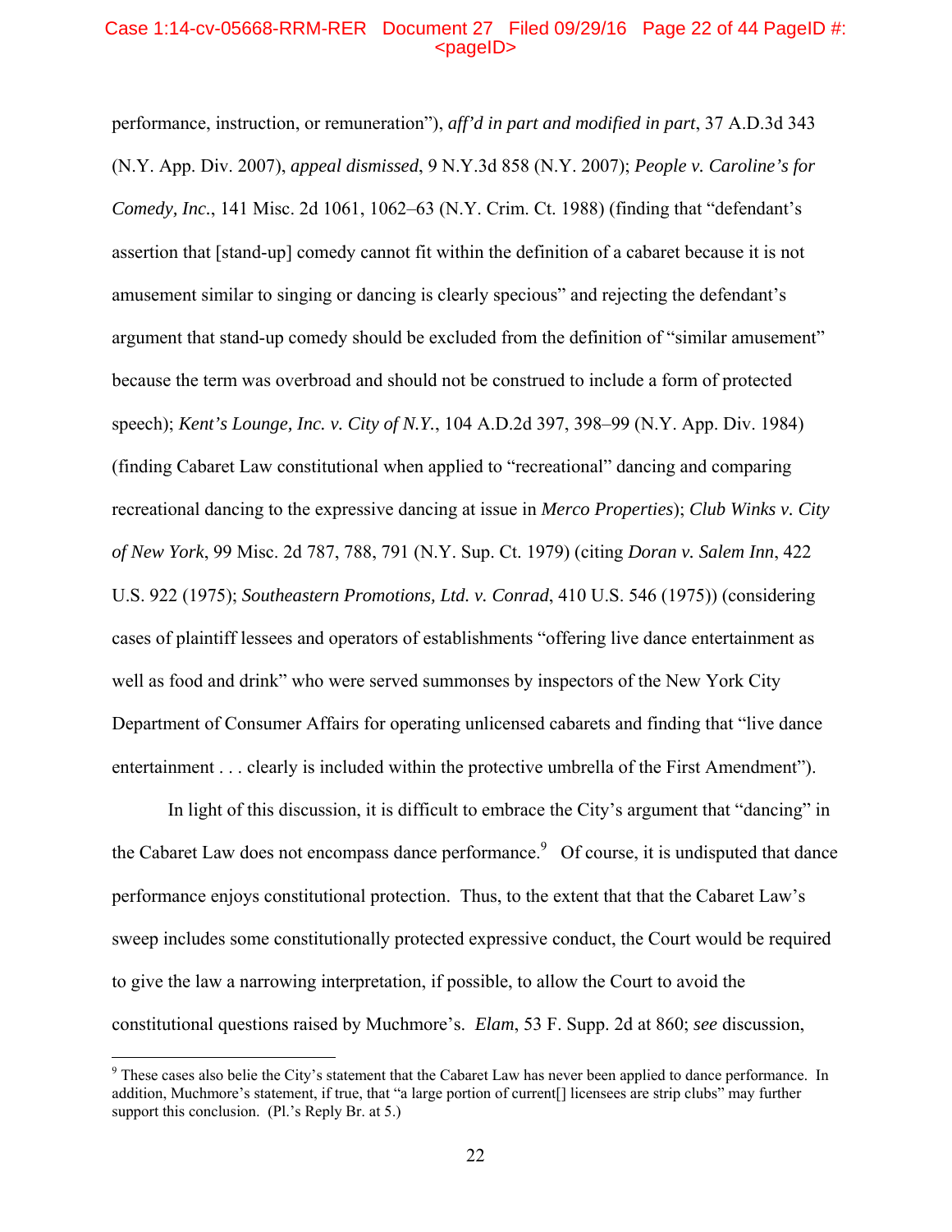performance, instruction, or remuneration"), *aff'd in part and modified in part*, 37 A.D.3d 343 (N.Y. App. Div. 2007), *appeal dismissed*, 9 N.Y.3d 858 (N.Y. 2007); *People v. Caroline's for Comedy, Inc.*, 141 Misc. 2d 1061, 1062–63 (N.Y. Crim. Ct. 1988) (finding that "defendant's assertion that [stand-up] comedy cannot fit within the definition of a cabaret because it is not amusement similar to singing or dancing is clearly specious" and rejecting the defendant's argument that stand-up comedy should be excluded from the definition of "similar amusement" because the term was overbroad and should not be construed to include a form of protected speech); *Kent's Lounge, Inc. v. City of N.Y.*, 104 A.D.2d 397, 398–99 (N.Y. App. Div. 1984) (finding Cabaret Law constitutional when applied to "recreational" dancing and comparing recreational dancing to the expressive dancing at issue in *Merco Properties*); *Club Winks v. City of New York*, 99 Misc. 2d 787, 788, 791 (N.Y. Sup. Ct. 1979) (citing *Doran v. Salem Inn*, 422 U.S. 922 (1975); *Southeastern Promotions, Ltd. v. Conrad*, 410 U.S. 546 (1975)) (considering cases of plaintiff lessees and operators of establishments "offering live dance entertainment as well as food and drink" who were served summonses by inspectors of the New York City Department of Consumer Affairs for operating unlicensed cabarets and finding that "live dance entertainment . . . clearly is included within the protective umbrella of the First Amendment").

In light of this discussion, it is difficult to embrace the City's argument that "dancing" in the Cabaret Law does not encompass dance performance.[9] Of course, it is undisputed that dance performance enjoys constitutional protection. Thus, to the extent that that the Cabaret Law's sweep includes some constitutionally protected expressive conduct, the Court would be required to give the law a narrowing interpretation, if possible, to allow the Court to avoid the constitutional questions raised by Muchmore's. *Elam*, 53 F. Supp. 2d at 860; *see* discussion,

---

[9] These cases also belie the City's statement that the Cabaret Law has never been applied to dance performance. In addition, Muchmore's statement, if true, that "a large portion of current[] licensees are strip clubs" may further support this conclusion. (Pl.'s Reply Br. at 5.)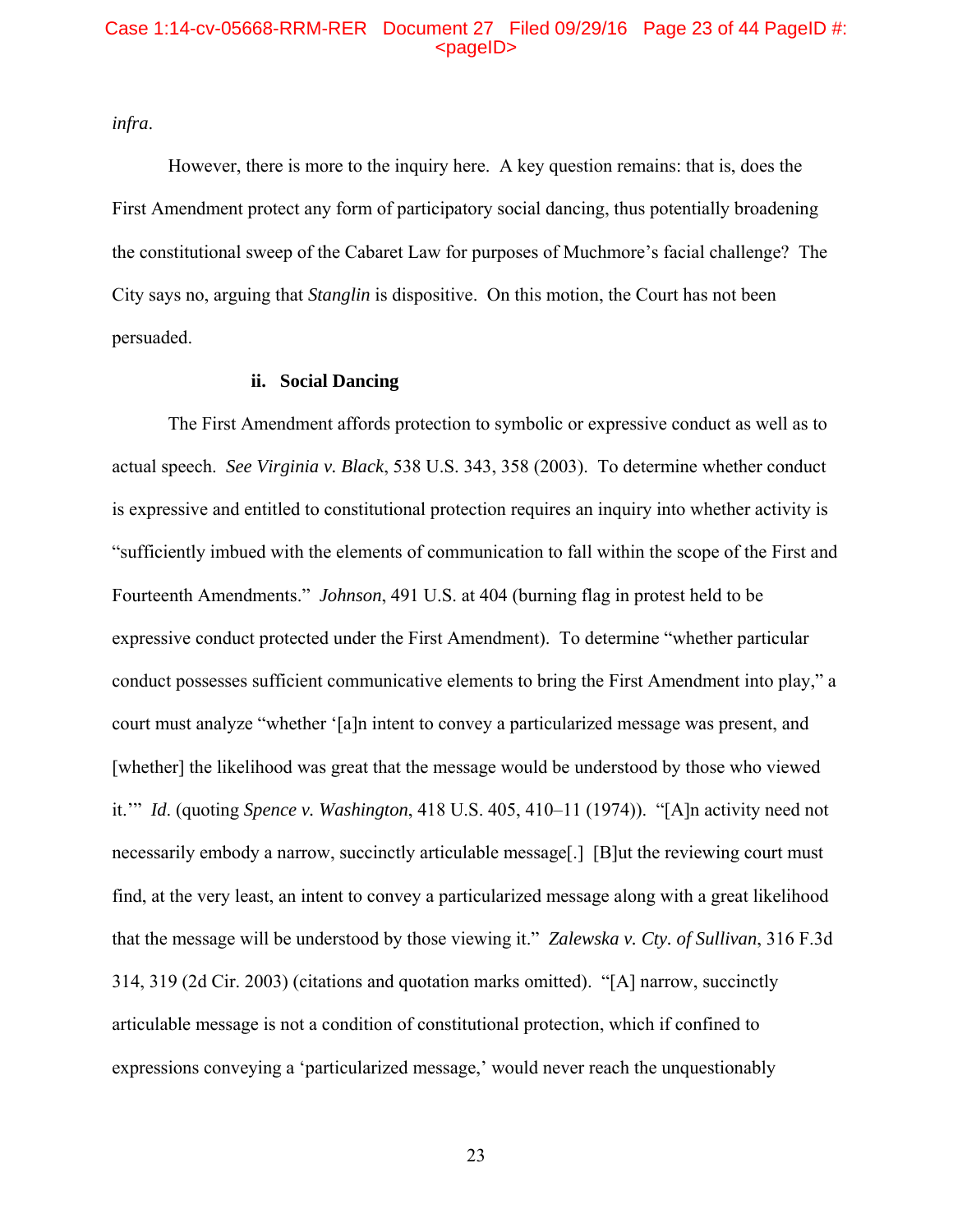*infra*.

However, there is more to the inquiry here. A key question remains: that is, does the First Amendment protect any form of participatory social dancing, thus potentially broadening the constitutional sweep of the Cabaret Law for purposes of Muchmore's facial challenge? The City says no, arguing that *Stanglin* is dispositive. On this motion, the Court has not been persuaded.

**ii. Social Dancing**

The First Amendment affords protection to symbolic or expressive conduct as well as to actual speech. *See Virginia v. Black*, 538 U.S. 343, 358 (2003). To determine whether conduct is expressive and entitled to constitutional protection requires an inquiry into whether activity is "sufficiently imbued with the elements of communication to fall within the scope of the First and Fourteenth Amendments." *Johnson*, 491 U.S. at 404 (burning flag in protest held to be expressive conduct protected under the First Amendment). To determine "whether particular conduct possesses sufficient communicative elements to bring the First Amendment into play," a court must analyze "whether '[a]n intent to convey a particularized message was present, and [whether] the likelihood was great that the message would be understood by those who viewed it.'" *Id*. (quoting *Spence v. Washington*, 418 U.S. 405, 410–11 (1974)). "[A]n activity need not necessarily embody a narrow, succinctly articulable message[.] [B]ut the reviewing court must find, at the very least, an intent to convey a particularized message along with a great likelihood that the message will be understood by those viewing it." *Zalewska v. Cty. of Sullivan*, 316 F.3d 314, 319 (2d Cir. 2003) (citations and quotation marks omitted). "[A] narrow, succinctly articulable message is not a condition of constitutional protection, which if confined to expressions conveying a 'particularized message,' would never reach the unquestionably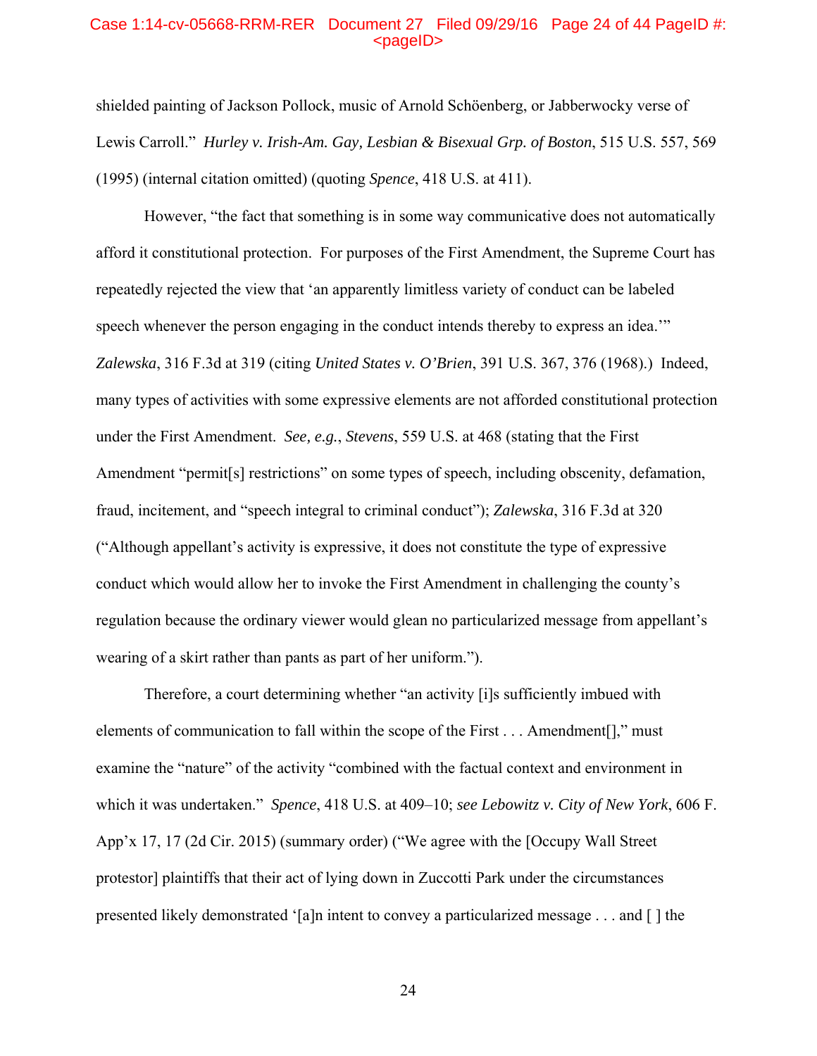shielded painting of Jackson Pollock, music of Arnold Schöenberg, or Jabberwocky verse of Lewis Carroll." *Hurley v. Irish-Am. Gay, Lesbian & Bisexual Grp. of Boston*, 515 U.S. 557, 569 (1995) (internal citation omitted) (quoting *Spence*, 418 U.S. at 411).

However, "the fact that something is in some way communicative does not automatically afford it constitutional protection. For purposes of the First Amendment, the Supreme Court has repeatedly rejected the view that 'an apparently limitless variety of conduct can be labeled speech whenever the person engaging in the conduct intends thereby to express an idea.'" *Zalewska*, 316 F.3d at 319 (citing *United States v. O'Brien*, 391 U.S. 367, 376 (1968).) Indeed, many types of activities with some expressive elements are not afforded constitutional protection under the First Amendment. *See, e.g.*, *Stevens*, 559 U.S. at 468 (stating that the First Amendment "permit[s] restrictions" on some types of speech, including obscenity, defamation, fraud, incitement, and "speech integral to criminal conduct"); *Zalewska*, 316 F.3d at 320 ("Although appellant's activity is expressive, it does not constitute the type of expressive conduct which would allow her to invoke the First Amendment in challenging the county's regulation because the ordinary viewer would glean no particularized message from appellant's wearing of a skirt rather than pants as part of her uniform.").

Therefore, a court determining whether "an activity [i]s sufficiently imbued with elements of communication to fall within the scope of the First . . . Amendment[]," must examine the "nature" of the activity "combined with the factual context and environment in which it was undertaken." *Spence*, 418 U.S. at 409–10; *see Lebowitz v. City of New York*, 606 F. App'x 17, 17 (2d Cir. 2015) (summary order) ("We agree with the [Occupy Wall Street protestor] plaintiffs that their act of lying down in Zuccotti Park under the circumstances presented likely demonstrated '[a]n intent to convey a particularized message . . . and [ ] the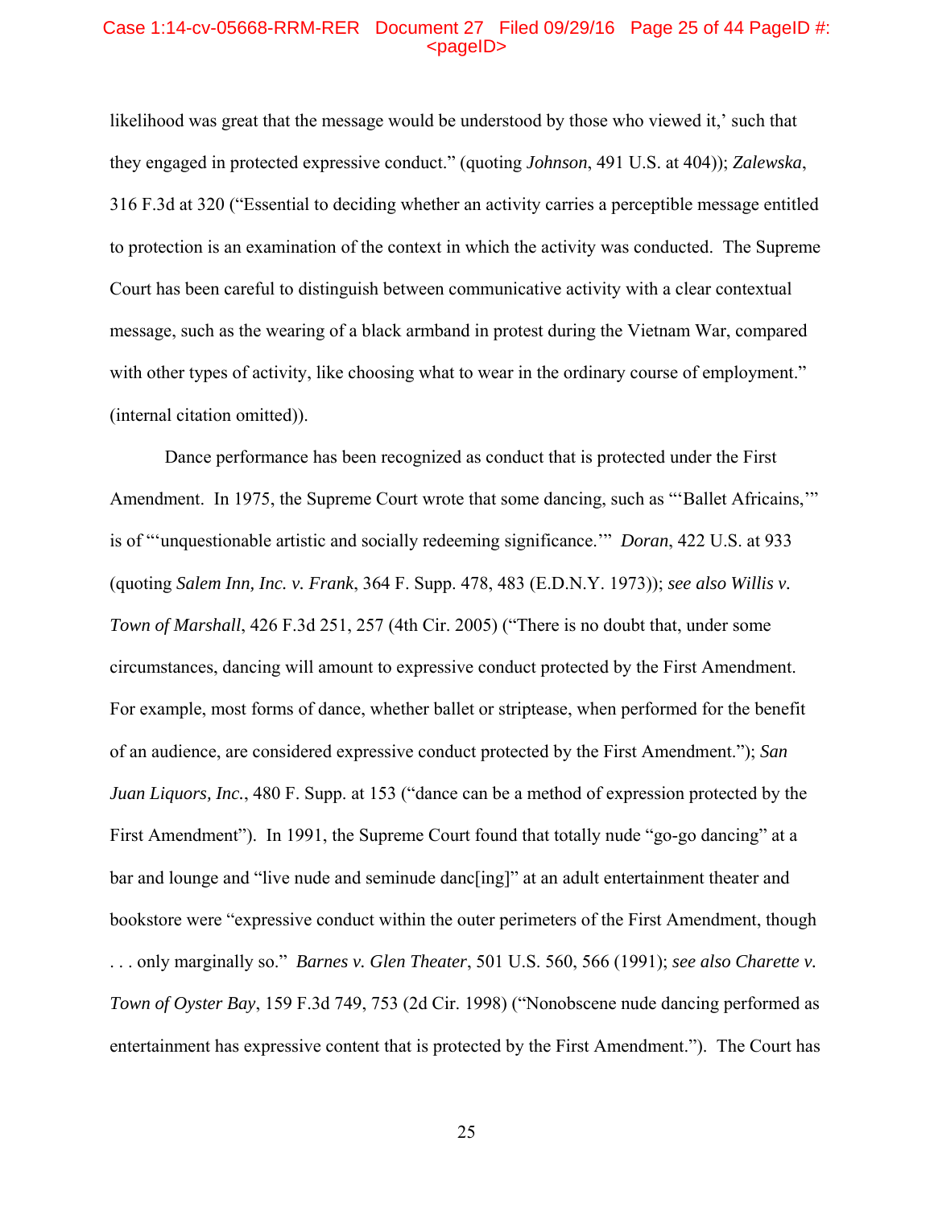likelihood was great that the message would be understood by those who viewed it,' such that they engaged in protected expressive conduct." (quoting *Johnson*, 491 U.S. at 404)); *Zalewska*, 316 F.3d at 320 ("Essential to deciding whether an activity carries a perceptible message entitled to protection is an examination of the context in which the activity was conducted. The Supreme Court has been careful to distinguish between communicative activity with a clear contextual message, such as the wearing of a black armband in protest during the Vietnam War, compared with other types of activity, like choosing what to wear in the ordinary course of employment." (internal citation omitted)).

Dance performance has been recognized as conduct that is protected under the First Amendment. In 1975, the Supreme Court wrote that some dancing, such as "'Ballet Africains,'" is of "'unquestionable artistic and socially redeeming significance.'" *Doran*, 422 U.S. at 933 (quoting *Salem Inn, Inc. v. Frank*, 364 F. Supp. 478, 483 (E.D.N.Y. 1973)); *see also Willis v. Town of Marshall*, 426 F.3d 251, 257 (4th Cir. 2005) ("There is no doubt that, under some circumstances, dancing will amount to expressive conduct protected by the First Amendment. For example, most forms of dance, whether ballet or striptease, when performed for the benefit of an audience, are considered expressive conduct protected by the First Amendment."); *San Juan Liquors, Inc.*, 480 F. Supp. at 153 ("dance can be a method of expression protected by the First Amendment"). In 1991, the Supreme Court found that totally nude "go-go dancing" at a bar and lounge and "live nude and seminude danc[ing]" at an adult entertainment theater and bookstore were "expressive conduct within the outer perimeters of the First Amendment, though . . . only marginally so." *Barnes v. Glen Theater*, 501 U.S. 560, 566 (1991); *see also Charette v. Town of Oyster Bay*, 159 F.3d 749, 753 (2d Cir. 1998) ("Nonobscene nude dancing performed as entertainment has expressive content that is protected by the First Amendment."). The Court has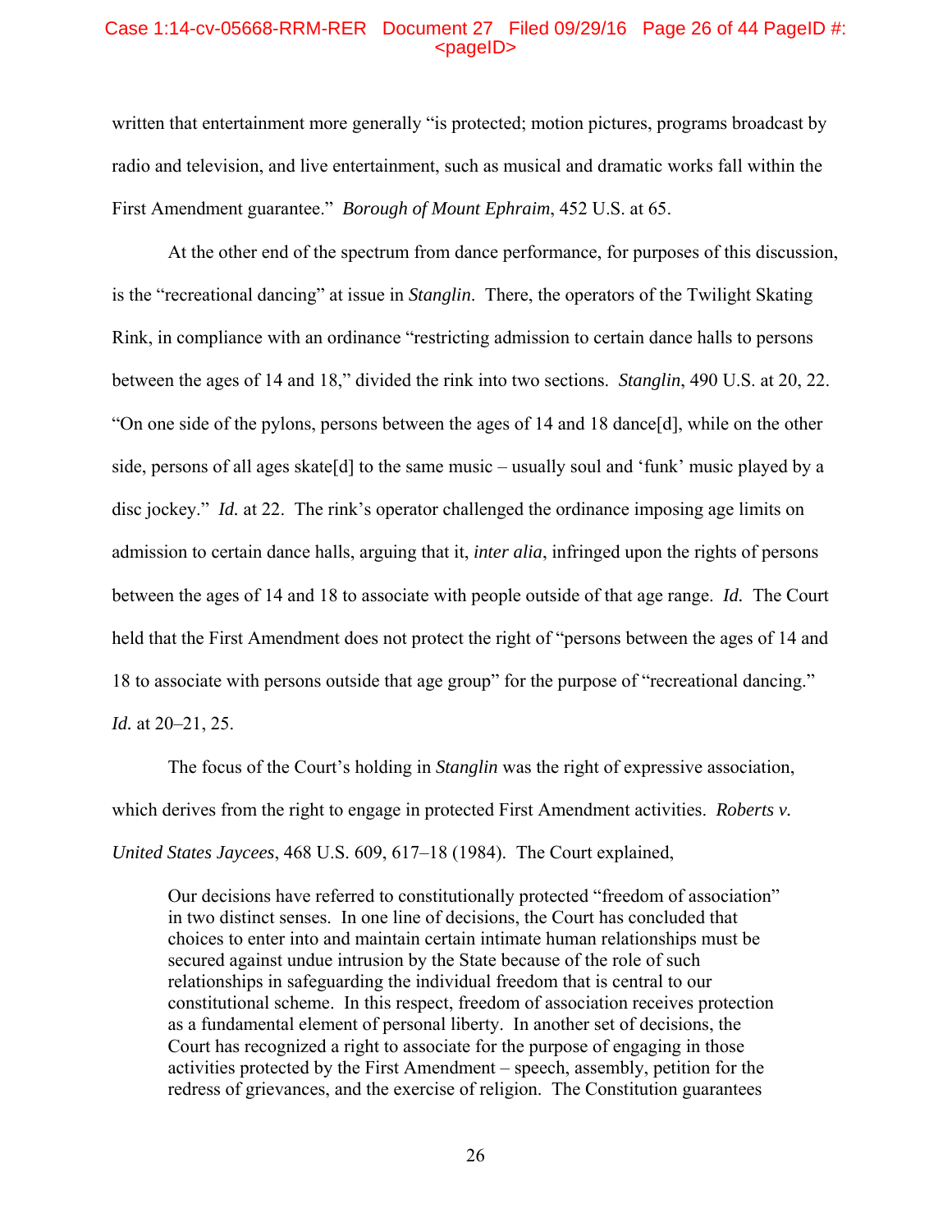written that entertainment more generally "is protected; motion pictures, programs broadcast by radio and television, and live entertainment, such as musical and dramatic works fall within the First Amendment guarantee." *Borough of Mount Ephraim*, 452 U.S. at 65.

At the other end of the spectrum from dance performance, for purposes of this discussion, is the "recreational dancing" at issue in *Stanglin*. There, the operators of the Twilight Skating Rink, in compliance with an ordinance "restricting admission to certain dance halls to persons between the ages of 14 and 18," divided the rink into two sections. *Stanglin*, 490 U.S. at 20, 22. "On one side of the pylons, persons between the ages of 14 and 18 dance[d], while on the other side, persons of all ages skate[d] to the same music – usually soul and 'funk' music played by a disc jockey." *Id.* at 22. The rink's operator challenged the ordinance imposing age limits on admission to certain dance halls, arguing that it, *inter alia*, infringed upon the rights of persons between the ages of 14 and 18 to associate with people outside of that age range. *Id.* The Court held that the First Amendment does not protect the right of "persons between the ages of 14 and 18 to associate with persons outside that age group" for the purpose of "recreational dancing." *Id.* at 20–21, 25.

The focus of the Court's holding in *Stanglin* was the right of expressive association, which derives from the right to engage in protected First Amendment activities. *Roberts v. United States Jaycees*, 468 U.S. 609, 617–18 (1984). The Court explained,

> Our decisions have referred to constitutionally protected "freedom of association" in two distinct senses. In one line of decisions, the Court has concluded that choices to enter into and maintain certain intimate human relationships must be secured against undue intrusion by the State because of the role of such relationships in safeguarding the individual freedom that is central to our constitutional scheme. In this respect, freedom of association receives protection as a fundamental element of personal liberty. In another set of decisions, the Court has recognized a right to associate for the purpose of engaging in those activities protected by the First Amendment – speech, assembly, petition for the redress of grievances, and the exercise of religion. The Constitution guarantees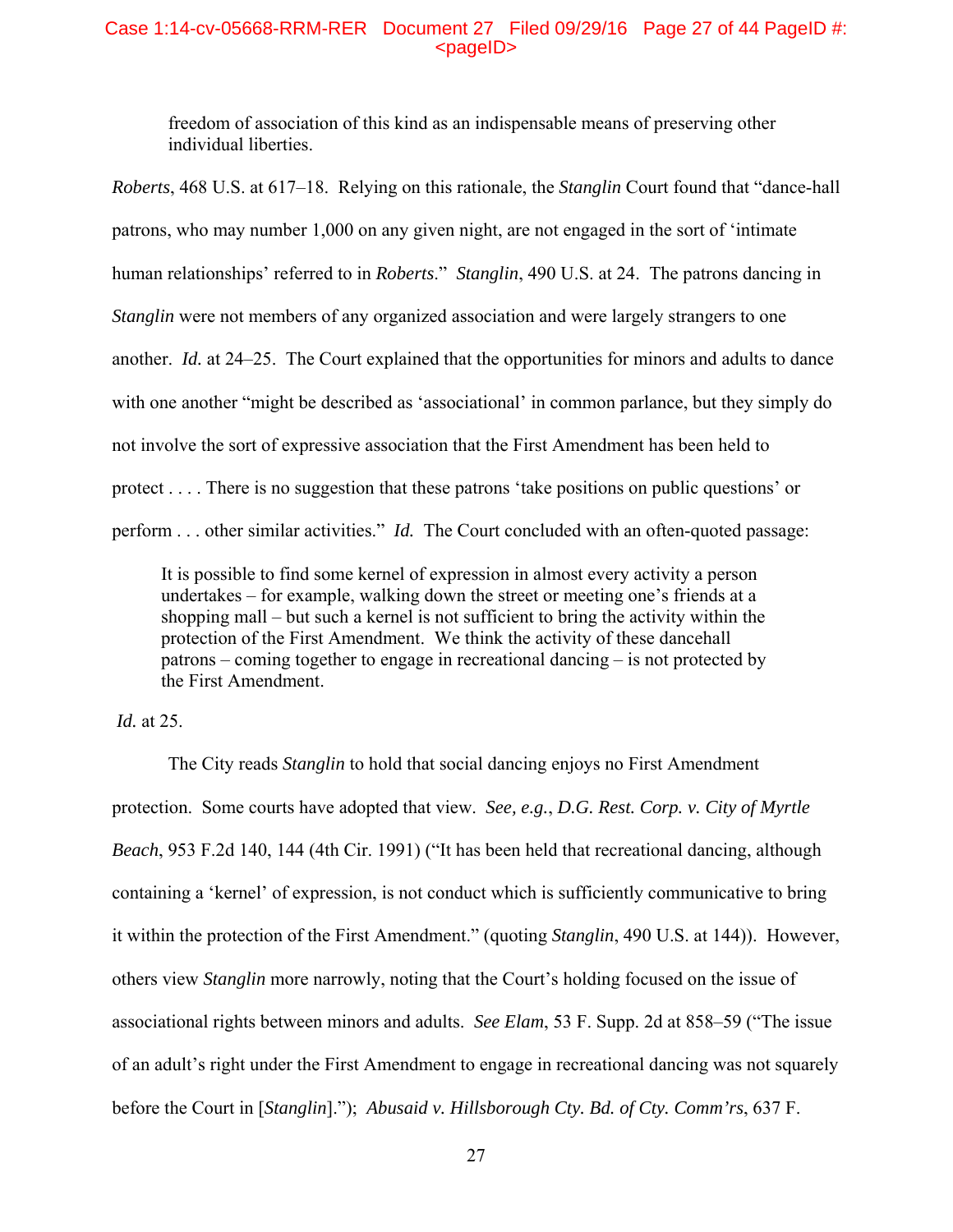> freedom of association of this kind as an indispensable means of preserving other individual liberties.

*Roberts*, 468 U.S. at 617–18. Relying on this rationale, the *Stanglin* Court found that "dance-hall patrons, who may number 1,000 on any given night, are not engaged in the sort of 'intimate human relationships' referred to in *Roberts*." *Stanglin*, 490 U.S. at 24. The patrons dancing in *Stanglin* were not members of any organized association and were largely strangers to one another. *Id.* at 24–25. The Court explained that the opportunities for minors and adults to dance with one another "might be described as 'associational' in common parlance, but they simply do not involve the sort of expressive association that the First Amendment has been held to protect . . . . There is no suggestion that these patrons 'take positions on public questions' or perform . . . other similar activities." *Id.* The Court concluded with an often-quoted passage:

> It is possible to find some kernel of expression in almost every activity a person undertakes – for example, walking down the street or meeting one's friends at a shopping mall – but such a kernel is not sufficient to bring the activity within the protection of the First Amendment. We think the activity of these dancehall patrons – coming together to engage in recreational dancing – is not protected by the First Amendment.

*Id.* at 25.

The City reads *Stanglin* to hold that social dancing enjoys no First Amendment protection. Some courts have adopted that view. *See, e.g.*, *D.G. Rest. Corp. v. City of Myrtle Beach*, 953 F.2d 140, 144 (4th Cir. 1991) ("It has been held that recreational dancing, although containing a 'kernel' of expression, is not conduct which is sufficiently communicative to bring it within the protection of the First Amendment." (quoting *Stanglin*, 490 U.S. at 144)). However, others view *Stanglin* more narrowly, noting that the Court's holding focused on the issue of associational rights between minors and adults. *See Elam*, 53 F. Supp. 2d at 858–59 ("The issue of an adult's right under the First Amendment to engage in recreational dancing was not squarely before the Court in [*Stanglin*]."); *Abusaid v. Hillsborough Cty. Bd. of Cty. Comm'rs*, 637 F.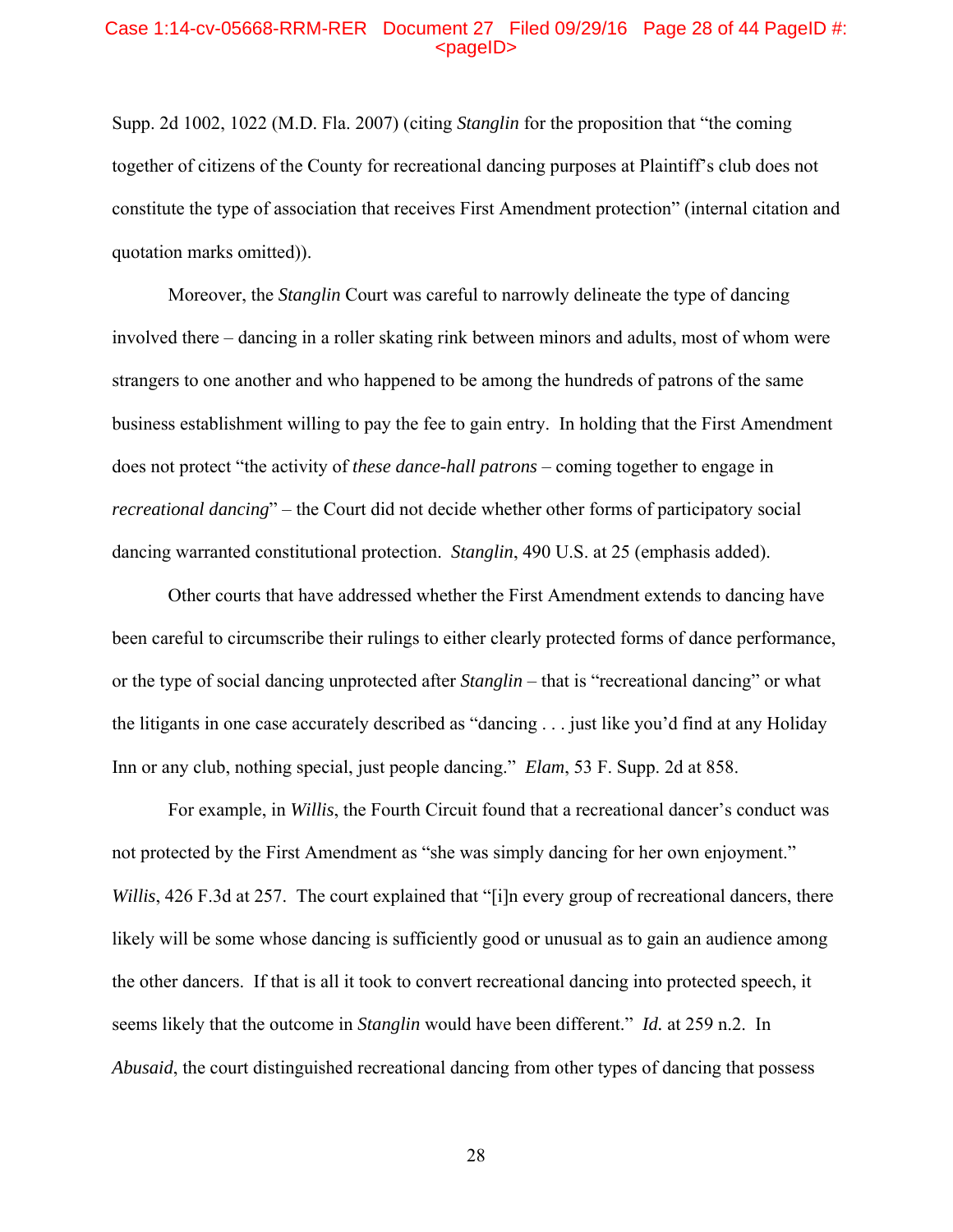Supp. 2d 1002, 1022 (M.D. Fla. 2007) (citing *Stanglin* for the proposition that "the coming together of citizens of the County for recreational dancing purposes at Plaintiff's club does not constitute the type of association that receives First Amendment protection" (internal citation and quotation marks omitted)).

Moreover, the *Stanglin* Court was careful to narrowly delineate the type of dancing involved there – dancing in a roller skating rink between minors and adults, most of whom were strangers to one another and who happened to be among the hundreds of patrons of the same business establishment willing to pay the fee to gain entry. In holding that the First Amendment does not protect "the activity of *these dance-hall patrons* – coming together to engage in *recreational dancing*" – the Court did not decide whether other forms of participatory social dancing warranted constitutional protection. *Stanglin*, 490 U.S. at 25 (emphasis added).

Other courts that have addressed whether the First Amendment extends to dancing have been careful to circumscribe their rulings to either clearly protected forms of dance performance, or the type of social dancing unprotected after *Stanglin* – that is "recreational dancing" or what the litigants in one case accurately described as "dancing . . . just like you'd find at any Holiday Inn or any club, nothing special, just people dancing." *Elam*, 53 F. Supp. 2d at 858.

For example, in *Willis*, the Fourth Circuit found that a recreational dancer's conduct was not protected by the First Amendment as "she was simply dancing for her own enjoyment." *Willis*, 426 F.3d at 257. The court explained that "[i]n every group of recreational dancers, there likely will be some whose dancing is sufficiently good or unusual as to gain an audience among the other dancers. If that is all it took to convert recreational dancing into protected speech, it seems likely that the outcome in *Stanglin* would have been different." *Id.* at 259 n.2. In *Abusaid*, the court distinguished recreational dancing from other types of dancing that possess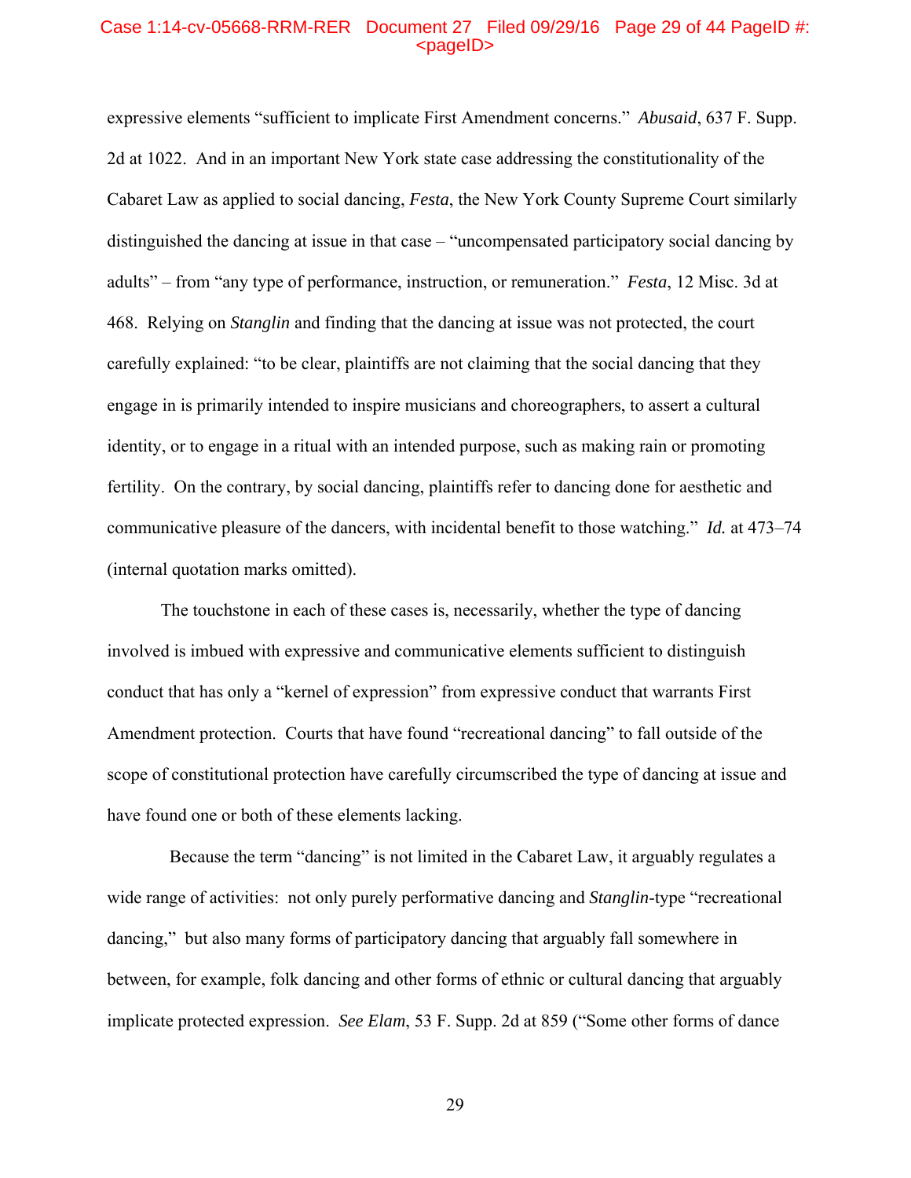expressive elements "sufficient to implicate First Amendment concerns." *Abusaid*, 637 F. Supp. 2d at 1022. And in an important New York state case addressing the constitutionality of the Cabaret Law as applied to social dancing, *Festa*, the New York County Supreme Court similarly distinguished the dancing at issue in that case – "uncompensated participatory social dancing by adults" – from "any type of performance, instruction, or remuneration." *Festa*, 12 Misc. 3d at 468. Relying on *Stanglin* and finding that the dancing at issue was not protected, the court carefully explained: "to be clear, plaintiffs are not claiming that the social dancing that they engage in is primarily intended to inspire musicians and choreographers, to assert a cultural identity, or to engage in a ritual with an intended purpose, such as making rain or promoting fertility. On the contrary, by social dancing, plaintiffs refer to dancing done for aesthetic and communicative pleasure of the dancers, with incidental benefit to those watching." *Id.* at 473–74 (internal quotation marks omitted).

The touchstone in each of these cases is, necessarily, whether the type of dancing involved is imbued with expressive and communicative elements sufficient to distinguish conduct that has only a "kernel of expression" from expressive conduct that warrants First Amendment protection. Courts that have found "recreational dancing" to fall outside of the scope of constitutional protection have carefully circumscribed the type of dancing at issue and have found one or both of these elements lacking.

Because the term "dancing" is not limited in the Cabaret Law, it arguably regulates a wide range of activities: not only purely performative dancing and *Stanglin*-type "recreational dancing," but also many forms of participatory dancing that arguably fall somewhere in between, for example, folk dancing and other forms of ethnic or cultural dancing that arguably implicate protected expression. *See Elam*, 53 F. Supp. 2d at 859 ("Some other forms of dance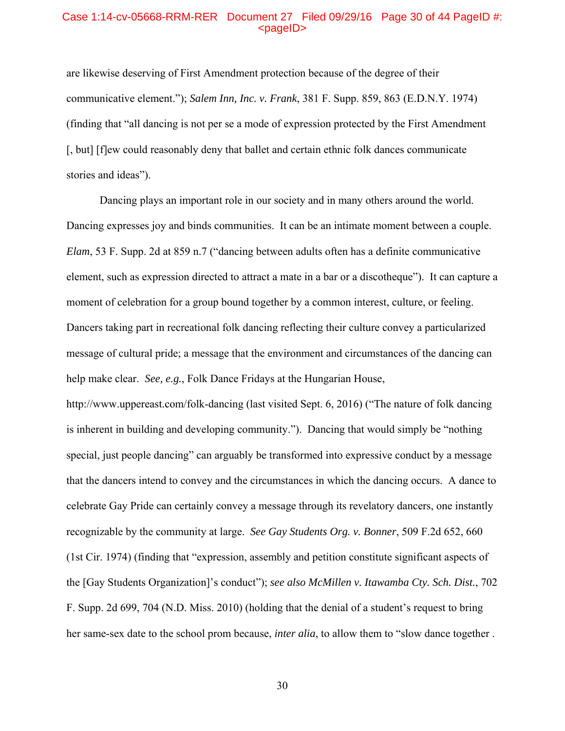are likewise deserving of First Amendment protection because of the degree of their communicative element."); *Salem Inn, Inc. v. Frank*, 381 F. Supp. 859, 863 (E.D.N.Y. 1974) (finding that "all dancing is not per se a mode of expression protected by the First Amendment [, but] [f]ew could reasonably deny that ballet and certain ethnic folk dances communicate stories and ideas").

Dancing plays an important role in our society and in many others around the world. Dancing expresses joy and binds communities. It can be an intimate moment between a couple. *Elam*, 53 F. Supp. 2d at 859 n.7 ("dancing between adults often has a definite communicative element, such as expression directed to attract a mate in a bar or a discotheque"). It can capture a moment of celebration for a group bound together by a common interest, culture, or feeling. Dancers taking part in recreational folk dancing reflecting their culture convey a particularized message of cultural pride; a message that the environment and circumstances of the dancing can help make clear. *See, e.g.*, Folk Dance Fridays at the Hungarian House, http://www.uppereast.com/folk-dancing (last visited Sept. 6, 2016) ("The nature of folk dancing is inherent in building and developing community."). Dancing that would simply be "nothing special, just people dancing" can arguably be transformed into expressive conduct by a message that the dancers intend to convey and the circumstances in which the dancing occurs. A dance to celebrate Gay Pride can certainly convey a message through its revelatory dancers, one instantly recognizable by the community at large. *See Gay Students Org. v. Bonner*, 509 F.2d 652, 660 (1st Cir. 1974) (finding that "expression, assembly and petition constitute significant aspects of the [Gay Students Organization]'s conduct"); *see also McMillen v. Itawamba Cty. Sch. Dist.*, 702 F. Supp. 2d 699, 704 (N.D. Miss. 2010) (holding that the denial of a student's request to bring her same-sex date to the school prom because, *inter alia*, to allow them to "slow dance together .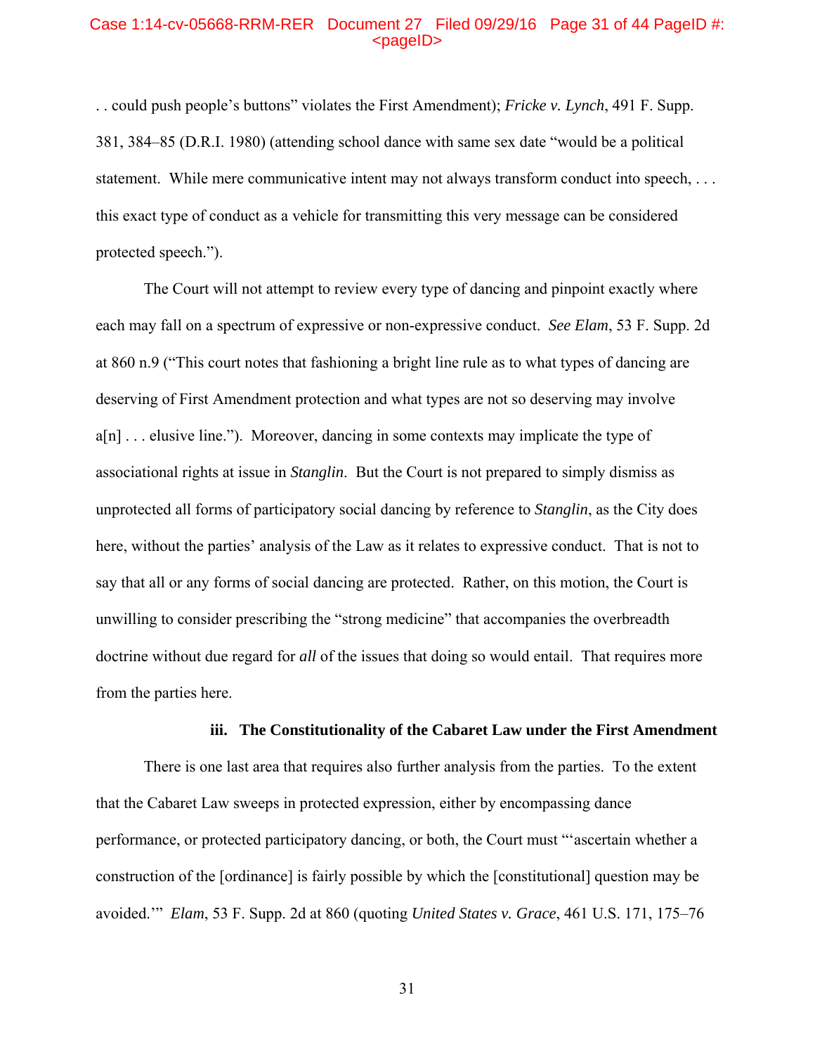. . could push people's buttons" violates the First Amendment); *Fricke v. Lynch*, 491 F. Supp. 381, 384–85 (D.R.I. 1980) (attending school dance with same sex date "would be a political statement. While mere communicative intent may not always transform conduct into speech, . . . this exact type of conduct as a vehicle for transmitting this very message can be considered protected speech.").

The Court will not attempt to review every type of dancing and pinpoint exactly where each may fall on a spectrum of expressive or non-expressive conduct. *See Elam*, 53 F. Supp. 2d at 860 n.9 ("This court notes that fashioning a bright line rule as to what types of dancing are deserving of First Amendment protection and what types are not so deserving may involve a[n] . . . elusive line."). Moreover, dancing in some contexts may implicate the type of associational rights at issue in *Stanglin*. But the Court is not prepared to simply dismiss as unprotected all forms of participatory social dancing by reference to *Stanglin*, as the City does here, without the parties' analysis of the Law as it relates to expressive conduct. That is not to say that all or any forms of social dancing are protected. Rather, on this motion, the Court is unwilling to consider prescribing the "strong medicine" that accompanies the overbreadth doctrine without due regard for *all* of the issues that doing so would entail. That requires more from the parties here.

### iii. The Constitutionality of the Cabaret Law under the First Amendment

There is one last area that requires also further analysis from the parties. To the extent that the Cabaret Law sweeps in protected expression, either by encompassing dance performance, or protected participatory dancing, or both, the Court must "'ascertain whether a construction of the [ordinance] is fairly possible by which the [constitutional] question may be avoided.'" *Elam*, 53 F. Supp. 2d at 860 (quoting *United States v. Grace*, 461 U.S. 171, 175–76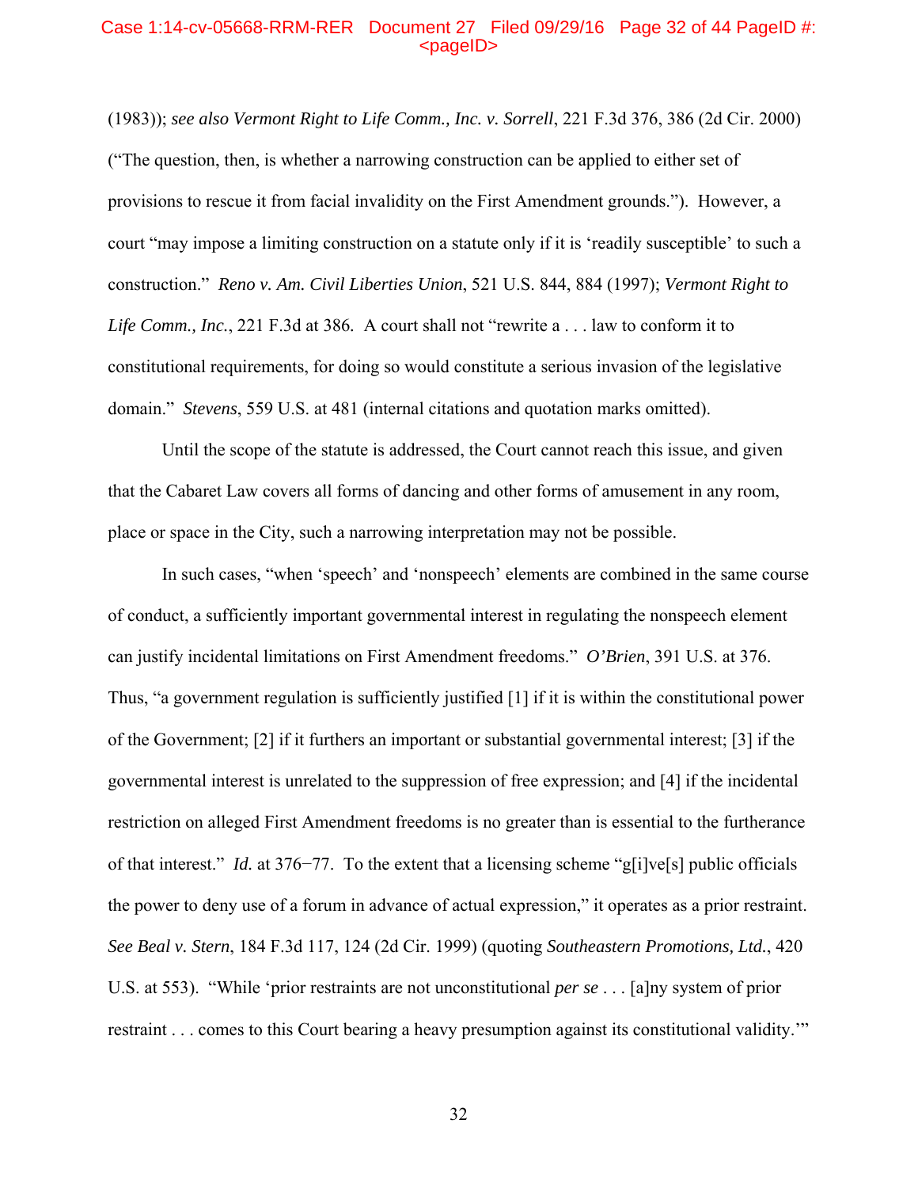(1983)); *see also Vermont Right to Life Comm., Inc. v. Sorrell*, 221 F.3d 376, 386 (2d Cir. 2000) ("The question, then, is whether a narrowing construction can be applied to either set of provisions to rescue it from facial invalidity on the First Amendment grounds."). However, a court "may impose a limiting construction on a statute only if it is 'readily susceptible' to such a construction." *Reno v. Am. Civil Liberties Union*, 521 U.S. 844, 884 (1997); *Vermont Right to Life Comm., Inc.*, 221 F.3d at 386. A court shall not "rewrite a . . . law to conform it to constitutional requirements, for doing so would constitute a serious invasion of the legislative domain." *Stevens*, 559 U.S. at 481 (internal citations and quotation marks omitted).

Until the scope of the statute is addressed, the Court cannot reach this issue, and given that the Cabaret Law covers all forms of dancing and other forms of amusement in any room, place or space in the City, such a narrowing interpretation may not be possible.

In such cases, "when 'speech' and 'nonspeech' elements are combined in the same course of conduct, a sufficiently important governmental interest in regulating the nonspeech element can justify incidental limitations on First Amendment freedoms." *O'Brien*, 391 U.S. at 376. Thus, "a government regulation is sufficiently justified [1] if it is within the constitutional power of the Government; [2] if it furthers an important or substantial governmental interest; [3] if the governmental interest is unrelated to the suppression of free expression; and [4] if the incidental restriction on alleged First Amendment freedoms is no greater than is essential to the furtherance of that interest." *Id.* at 376−77. To the extent that a licensing scheme "g[i]ve[s] public officials the power to deny use of a forum in advance of actual expression," it operates as a prior restraint. *See Beal v. Stern*, 184 F.3d 117, 124 (2d Cir. 1999) (quoting *Southeastern Promotions, Ltd.*, 420 U.S. at 553). "While 'prior restraints are not unconstitutional *per se* . . . [a]ny system of prior restraint . . . comes to this Court bearing a heavy presumption against its constitutional validity.'"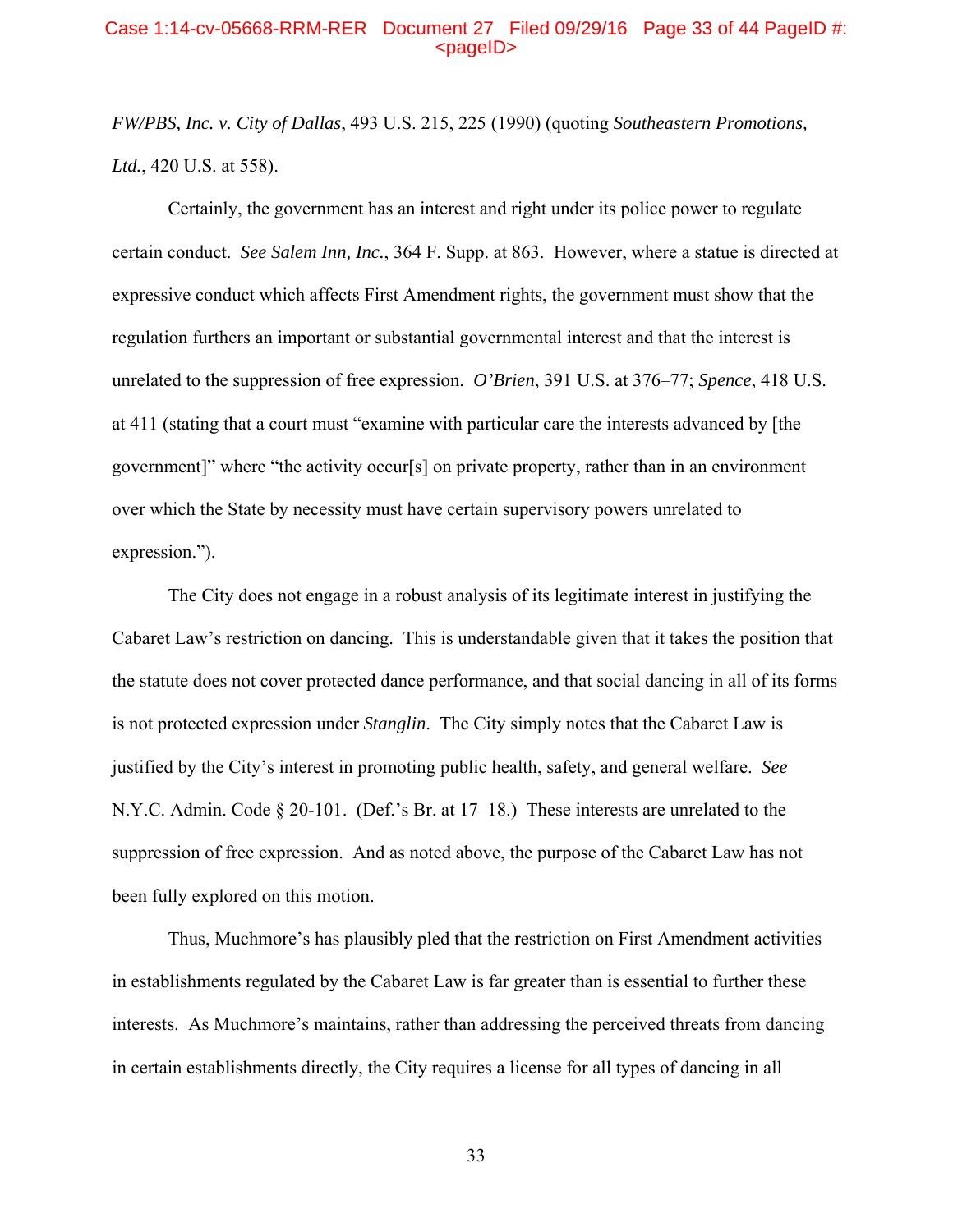*FW/PBS, Inc. v. City of Dallas*, 493 U.S. 215, 225 (1990) (quoting *Southeastern Promotions, Ltd.*, 420 U.S. at 558).

Certainly, the government has an interest and right under its police power to regulate certain conduct. *See Salem Inn, Inc.*, 364 F. Supp. at 863. However, where a statue is directed at expressive conduct which affects First Amendment rights, the government must show that the regulation furthers an important or substantial governmental interest and that the interest is unrelated to the suppression of free expression. *O'Brien*, 391 U.S. at 376–77; *Spence*, 418 U.S. at 411 (stating that a court must "examine with particular care the interests advanced by [the government]" where "the activity occur[s] on private property, rather than in an environment over which the State by necessity must have certain supervisory powers unrelated to expression.").

The City does not engage in a robust analysis of its legitimate interest in justifying the Cabaret Law's restriction on dancing. This is understandable given that it takes the position that the statute does not cover protected dance performance, and that social dancing in all of its forms is not protected expression under *Stanglin*. The City simply notes that the Cabaret Law is justified by the City's interest in promoting public health, safety, and general welfare. *See* N.Y.C. Admin. Code § 20-101. (Def.'s Br. at 17–18.) These interests are unrelated to the suppression of free expression. And as noted above, the purpose of the Cabaret Law has not been fully explored on this motion.

Thus, Muchmore's has plausibly pled that the restriction on First Amendment activities in establishments regulated by the Cabaret Law is far greater than is essential to further these interests. As Muchmore's maintains, rather than addressing the perceived threats from dancing in certain establishments directly, the City requires a license for all types of dancing in all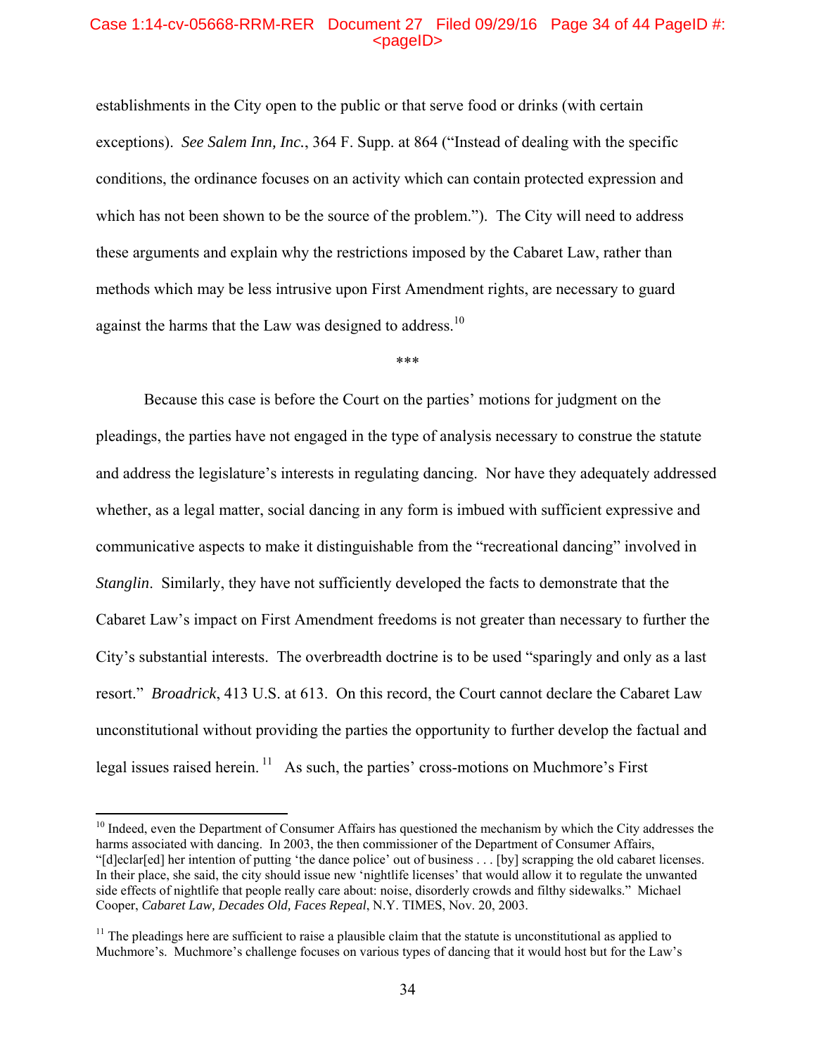establishments in the City open to the public or that serve food or drinks (with certain exceptions). *See Salem Inn, Inc.*, 364 F. Supp. at 864 ("Instead of dealing with the specific conditions, the ordinance focuses on an activity which can contain protected expression and which has not been shown to be the source of the problem."). The City will need to address these arguments and explain why the restrictions imposed by the Cabaret Law, rather than methods which may be less intrusive upon First Amendment rights, are necessary to guard against the harms that the Law was designed to address.[10]

\*\*\*

Because this case is before the Court on the parties' motions for judgment on the pleadings, the parties have not engaged in the type of analysis necessary to construe the statute and address the legislature's interests in regulating dancing. Nor have they adequately addressed whether, as a legal matter, social dancing in any form is imbued with sufficient expressive and communicative aspects to make it distinguishable from the "recreational dancing" involved in *Stanglin*. Similarly, they have not sufficiently developed the facts to demonstrate that the Cabaret Law's impact on First Amendment freedoms is not greater than necessary to further the City's substantial interests. The overbreadth doctrine is to be used "sparingly and only as a last resort." *Broadrick*, 413 U.S. at 613. On this record, the Court cannot declare the Cabaret Law unconstitutional without providing the parties the opportunity to further develop the factual and legal issues raised herein.[11] As such, the parties' cross-motions on Muchmore's First

---

[10] Indeed, even the Department of Consumer Affairs has questioned the mechanism by which the City addresses the harms associated with dancing. In 2003, the then commissioner of the Department of Consumer Affairs, "[d]eclar[ed] her intention of putting 'the dance police' out of business . . . [by] scrapping the old cabaret licenses. In their place, she said, the city should issue new 'nightlife licenses' that would allow it to regulate the unwanted side effects of nightlife that people really care about: noise, disorderly crowds and filthy sidewalks." Michael Cooper, *Cabaret Law, Decades Old, Faces Repeal*, N.Y. TIMES, Nov. 20, 2003.

[11] The pleadings here are sufficient to raise a plausible claim that the statute is unconstitutional as applied to Muchmore's. Muchmore's challenge focuses on various types of dancing that it would host but for the Law's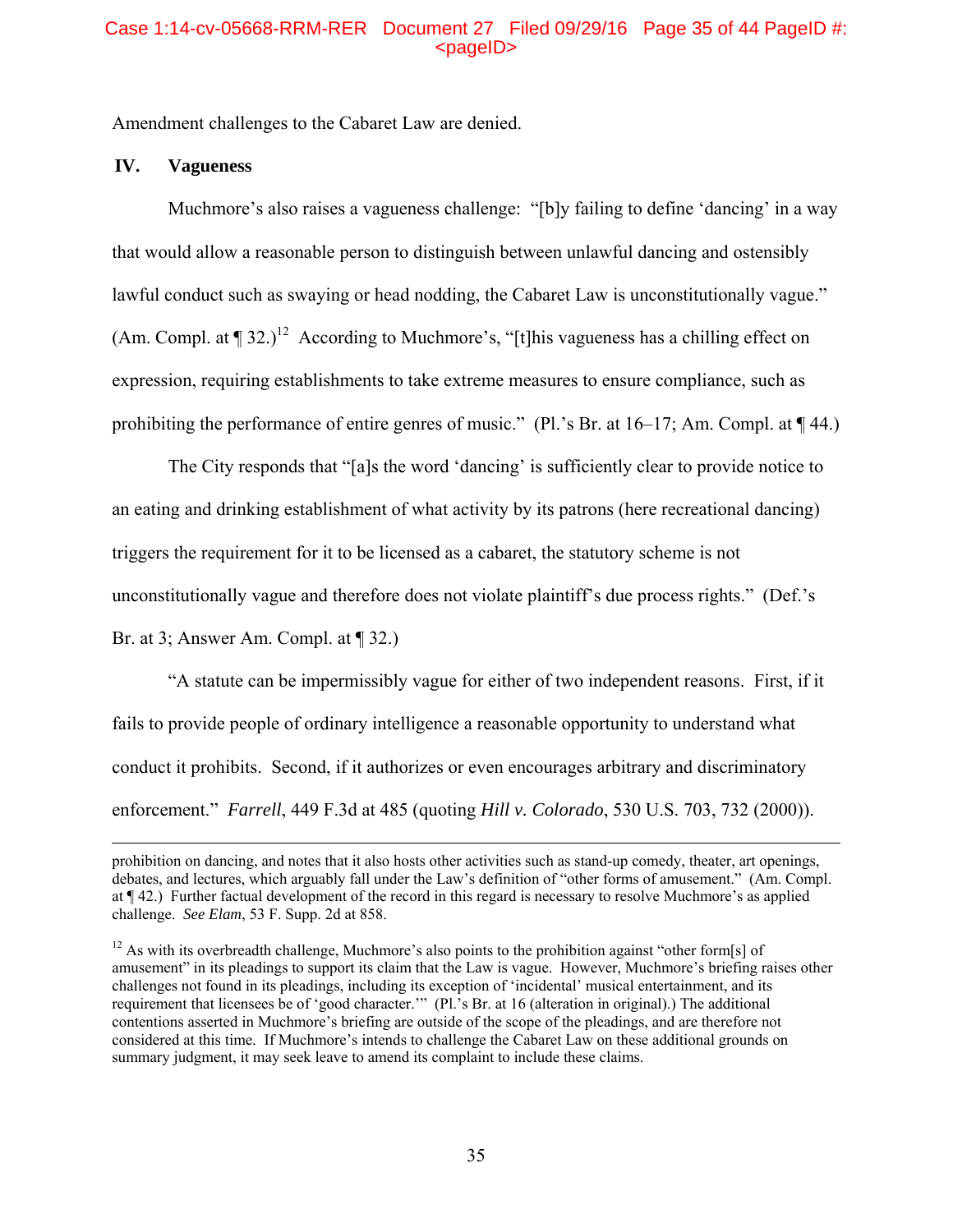Amendment challenges to the Cabaret Law are denied.

## IV. Vagueness

Muchmore's also raises a vagueness challenge: "[b]y failing to define 'dancing' in a way that would allow a reasonable person to distinguish between unlawful dancing and ostensibly lawful conduct such as swaying or head nodding, the Cabaret Law is unconstitutionally vague." (Am. Compl. at ¶ 32.)[12] According to Muchmore's, "[t]his vagueness has a chilling effect on expression, requiring establishments to take extreme measures to ensure compliance, such as prohibiting the performance of entire genres of music." (Pl.'s Br. at 16–17; Am. Compl. at ¶ 44.)

The City responds that "[a]s the word 'dancing' is sufficiently clear to provide notice to an eating and drinking establishment of what activity by its patrons (here recreational dancing) triggers the requirement for it to be licensed as a cabaret, the statutory scheme is not unconstitutionally vague and therefore does not violate plaintiff's due process rights." (Def.'s Br. at 3; Answer Am. Compl. at ¶ 32.)

"A statute can be impermissibly vague for either of two independent reasons. First, if it fails to provide people of ordinary intelligence a reasonable opportunity to understand what conduct it prohibits. Second, if it authorizes or even encourages arbitrary and discriminatory enforcement." *Farrell*, 449 F.3d at 485 (quoting *Hill v. Colorado*, 530 U.S. 703, 732 (2000)).

---

prohibition on dancing, and notes that it also hosts other activities such as stand-up comedy, theater, art openings, debates, and lectures, which arguably fall under the Law's definition of "other forms of amusement." (Am. Compl. at ¶ 42.) Further factual development of the record in this regard is necessary to resolve Muchmore's as applied challenge. *See Elam*, 53 F. Supp. 2d at 858.

[12] As with its overbreadth challenge, Muchmore's also points to the prohibition against "other form[s] of amusement" in its pleadings to support its claim that the Law is vague. However, Muchmore's briefing raises other challenges not found in its pleadings, including its exception of 'incidental' musical entertainment, and its requirement that licensees be of 'good character.'" (Pl.'s Br. at 16 (alteration in original).) The additional contentions asserted in Muchmore's briefing are outside of the scope of the pleadings, and are therefore not considered at this time. If Muchmore's intends to challenge the Cabaret Law on these additional grounds on summary judgment, it may seek leave to amend its complaint to include these claims.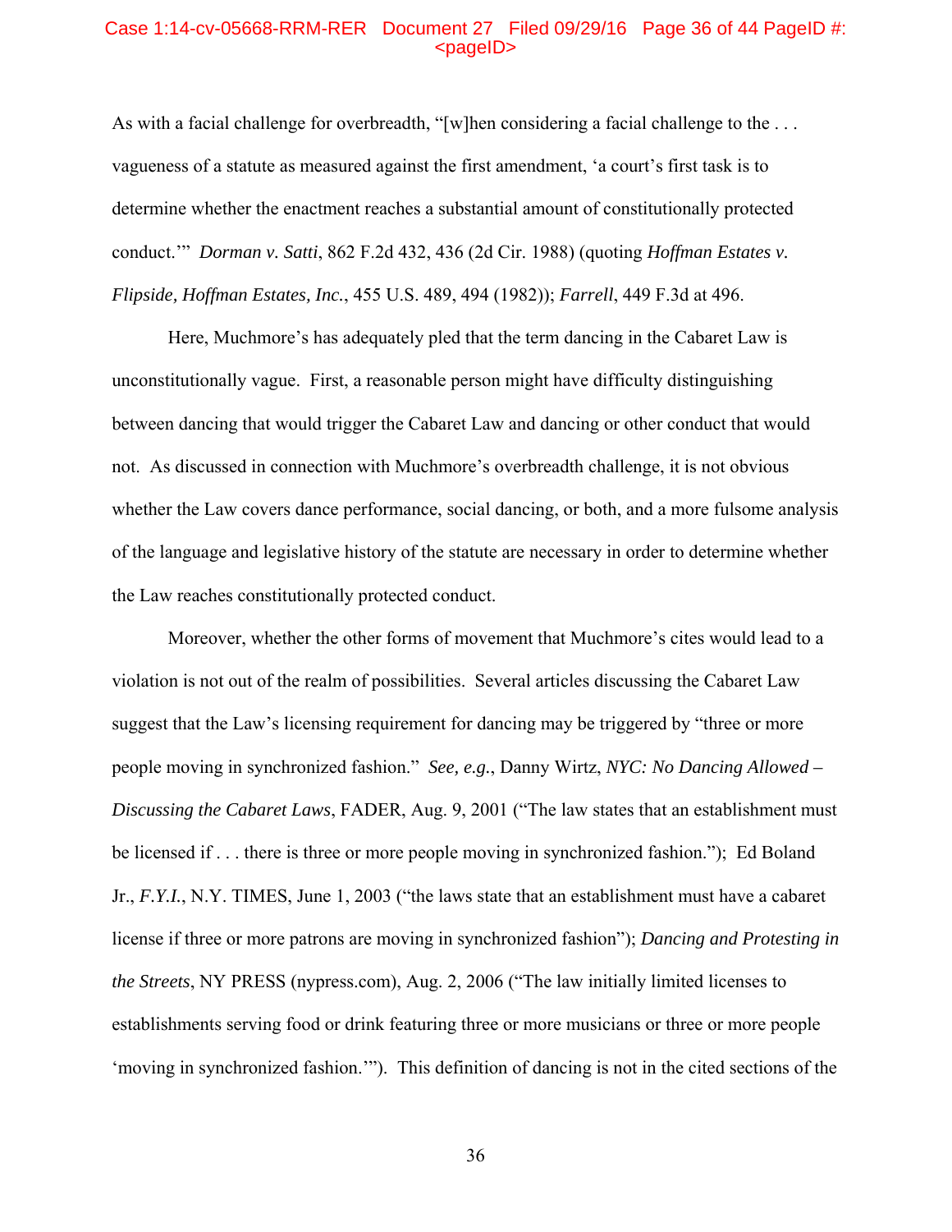As with a facial challenge for overbreadth, "[w]hen considering a facial challenge to the . . . vagueness of a statute as measured against the first amendment, 'a court's first task is to determine whether the enactment reaches a substantial amount of constitutionally protected conduct.'" *Dorman v. Satti*, 862 F.2d 432, 436 (2d Cir. 1988) (quoting *Hoffman Estates v. Flipside, Hoffman Estates, Inc.*, 455 U.S. 489, 494 (1982)); *Farrell*, 449 F.3d at 496.

Here, Muchmore's has adequately pled that the term dancing in the Cabaret Law is unconstitutionally vague. First, a reasonable person might have difficulty distinguishing between dancing that would trigger the Cabaret Law and dancing or other conduct that would not. As discussed in connection with Muchmore's overbreadth challenge, it is not obvious whether the Law covers dance performance, social dancing, or both, and a more fulsome analysis of the language and legislative history of the statute are necessary in order to determine whether the Law reaches constitutionally protected conduct.

Moreover, whether the other forms of movement that Muchmore's cites would lead to a violation is not out of the realm of possibilities. Several articles discussing the Cabaret Law suggest that the Law's licensing requirement for dancing may be triggered by "three or more people moving in synchronized fashion." *See, e.g.*, Danny Wirtz, *NYC: No Dancing Allowed – Discussing the Cabaret Laws*, FADER, Aug. 9, 2001 ("The law states that an establishment must be licensed if . . . there is three or more people moving in synchronized fashion."); Ed Boland Jr., *F.Y.I.*, N.Y. TIMES, June 1, 2003 ("the laws state that an establishment must have a cabaret license if three or more patrons are moving in synchronized fashion"); *Dancing and Protesting in the Streets*, NY PRESS (nypress.com), Aug. 2, 2006 ("The law initially limited licenses to establishments serving food or drink featuring three or more musicians or three or more people 'moving in synchronized fashion.'"). This definition of dancing is not in the cited sections of the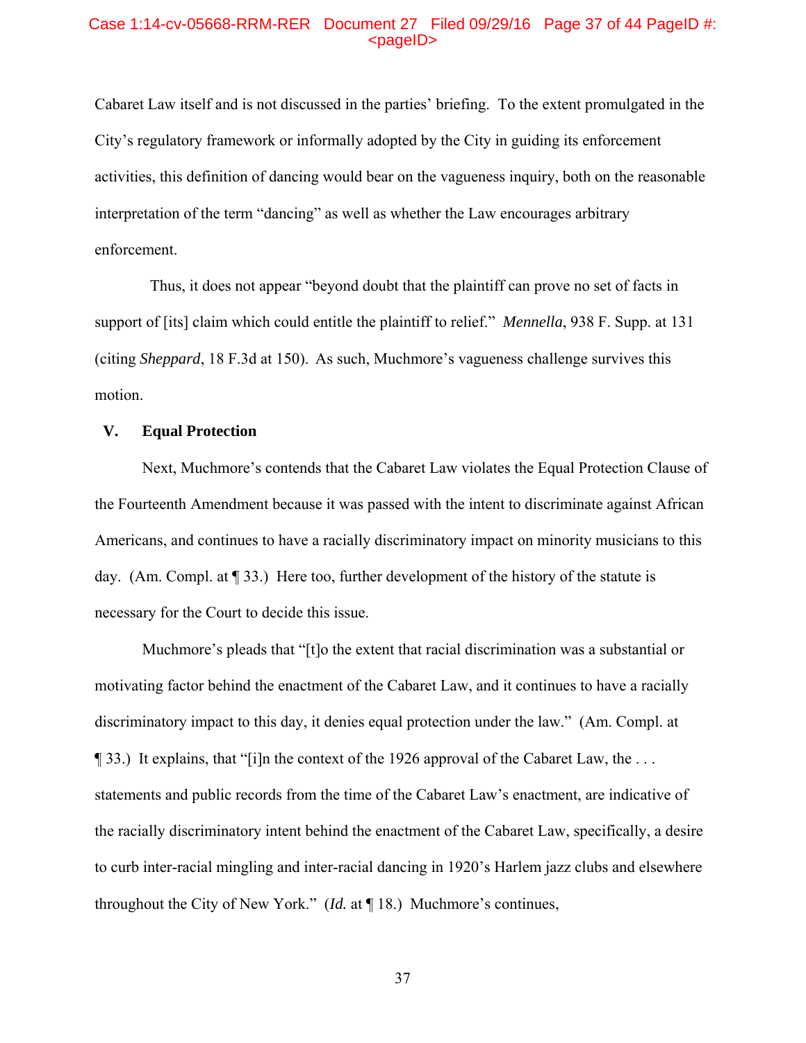Cabaret Law itself and is not discussed in the parties' briefing. To the extent promulgated in the City's regulatory framework or informally adopted by the City in guiding its enforcement activities, this definition of dancing would bear on the vagueness inquiry, both on the reasonable interpretation of the term "dancing" as well as whether the Law encourages arbitrary enforcement.

Thus, it does not appear "beyond doubt that the plaintiff can prove no set of facts in support of [its] claim which could entitle the plaintiff to relief." *Mennella*, 938 F. Supp. at 131 (citing *Sheppard*, 18 F.3d at 150). As such, Muchmore's vagueness challenge survives this motion.

## V. Equal Protection

Next, Muchmore's contends that the Cabaret Law violates the Equal Protection Clause of the Fourteenth Amendment because it was passed with the intent to discriminate against African Americans, and continues to have a racially discriminatory impact on minority musicians to this day. (Am. Compl. at ¶ 33.) Here too, further development of the history of the statute is necessary for the Court to decide this issue.

Muchmore's pleads that "[t]o the extent that racial discrimination was a substantial or motivating factor behind the enactment of the Cabaret Law, and it continues to have a racially discriminatory impact to this day, it denies equal protection under the law." (Am. Compl. at ¶ 33.) It explains, that "[i]n the context of the 1926 approval of the Cabaret Law, the . . . statements and public records from the time of the Cabaret Law's enactment, are indicative of the racially discriminatory intent behind the enactment of the Cabaret Law, specifically, a desire to curb inter-racial mingling and inter-racial dancing in 1920's Harlem jazz clubs and elsewhere throughout the City of New York." (*Id.* at ¶ 18.) Muchmore's continues,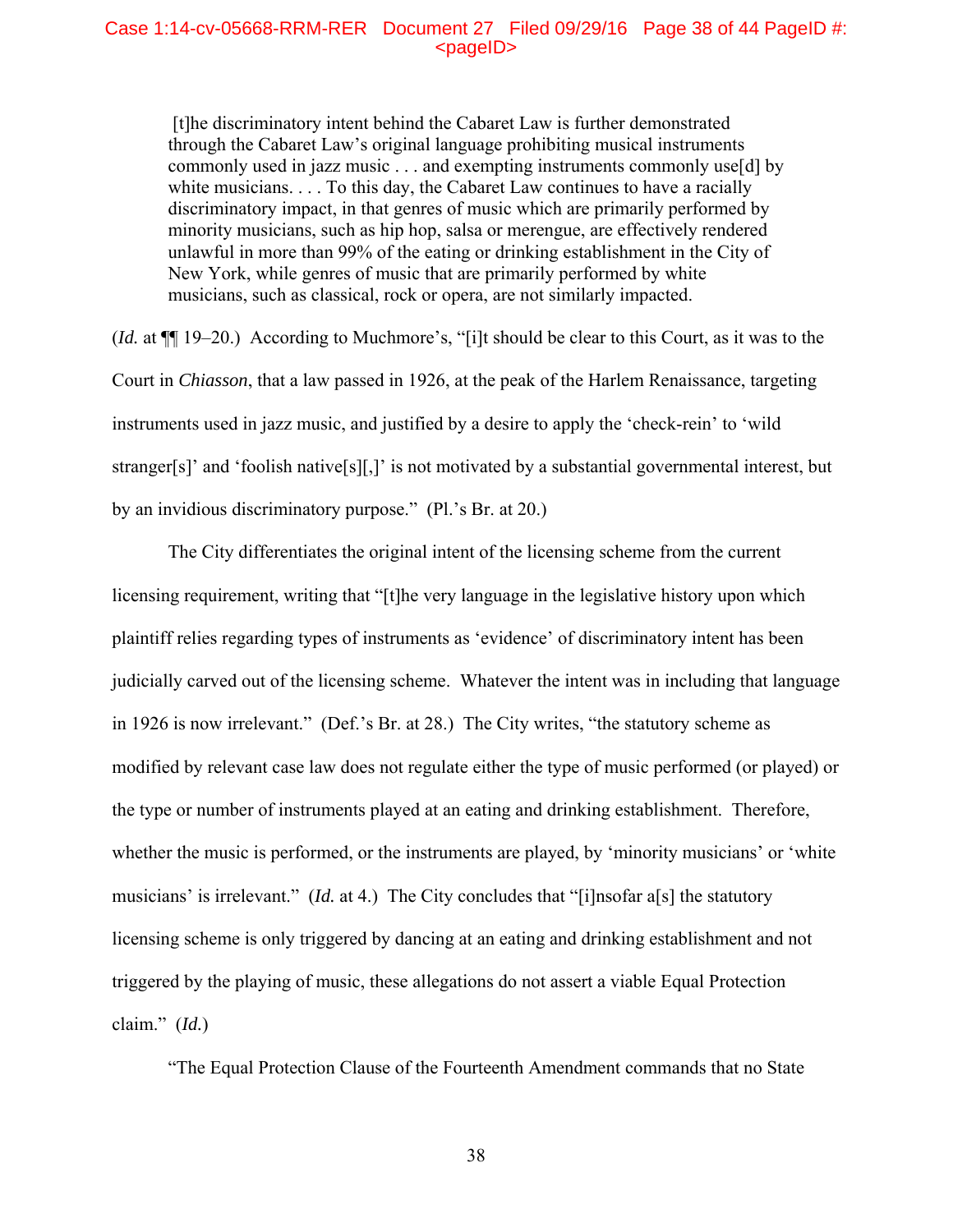> [t]he discriminatory intent behind the Cabaret Law is further demonstrated through the Cabaret Law's original language prohibiting musical instruments commonly used in jazz music . . . and exempting instruments commonly use[d] by white musicians. . . . To this day, the Cabaret Law continues to have a racially discriminatory impact, in that genres of music which are primarily performed by minority musicians, such as hip hop, salsa or merengue, are effectively rendered unlawful in more than 99% of the eating or drinking establishment in the City of New York, while genres of music that are primarily performed by white musicians, such as classical, rock or opera, are not similarly impacted.

(*Id.* at ¶¶ 19–20.) According to Muchmore's, "[i]t should be clear to this Court, as it was to the Court in *Chiasson*, that a law passed in 1926, at the peak of the Harlem Renaissance, targeting instruments used in jazz music, and justified by a desire to apply the 'check-rein' to 'wild stranger[s]' and 'foolish native[s][,]' is not motivated by a substantial governmental interest, but by an invidious discriminatory purpose." (Pl.'s Br. at 20.)

The City differentiates the original intent of the licensing scheme from the current licensing requirement, writing that "[t]he very language in the legislative history upon which plaintiff relies regarding types of instruments as 'evidence' of discriminatory intent has been judicially carved out of the licensing scheme. Whatever the intent was in including that language in 1926 is now irrelevant." (Def.'s Br. at 28.) The City writes, "the statutory scheme as modified by relevant case law does not regulate either the type of music performed (or played) or the type or number of instruments played at an eating and drinking establishment. Therefore, whether the music is performed, or the instruments are played, by 'minority musicians' or 'white musicians' is irrelevant." (*Id.* at 4.) The City concludes that "[i]nsofar a[s] the statutory licensing scheme is only triggered by dancing at an eating and drinking establishment and not triggered by the playing of music, these allegations do not assert a viable Equal Protection claim." (*Id.*)

"The Equal Protection Clause of the Fourteenth Amendment commands that no State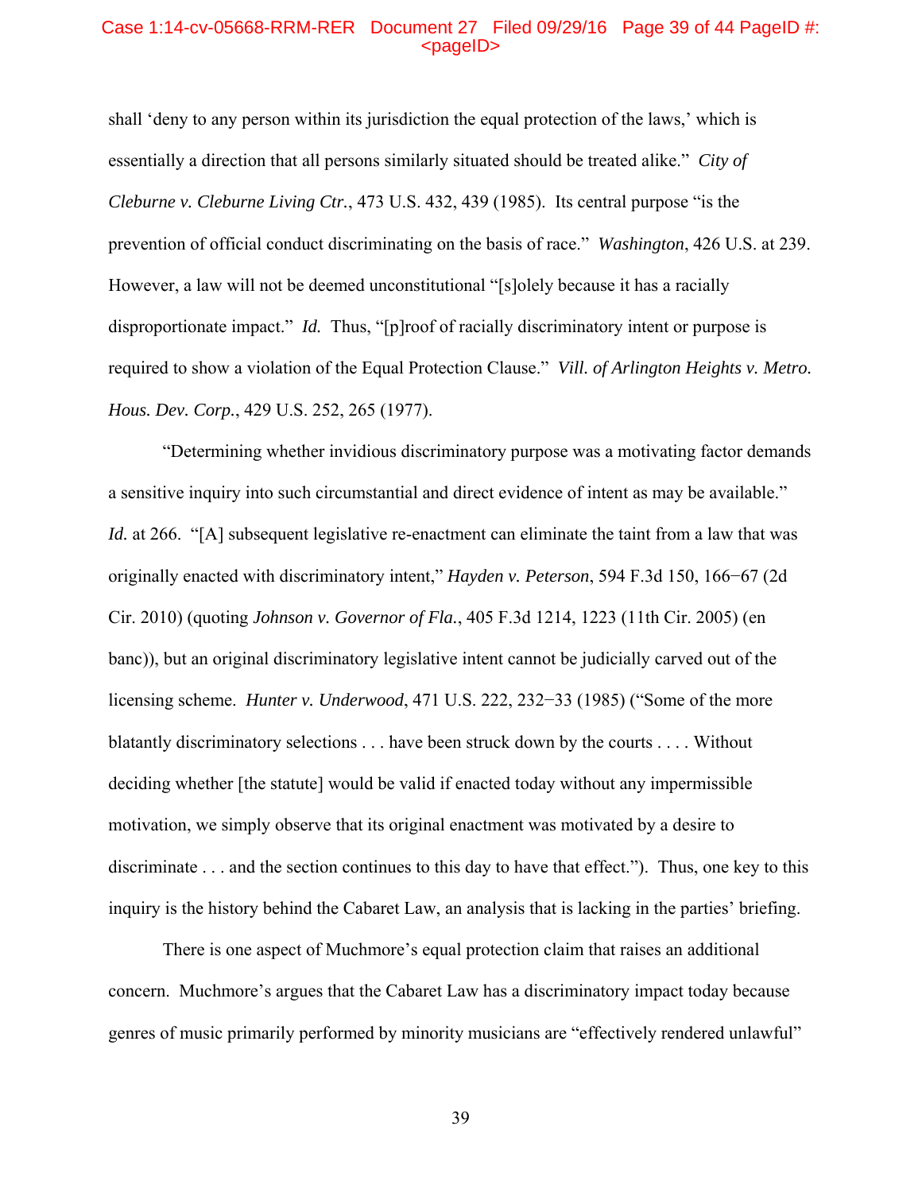shall 'deny to any person within its jurisdiction the equal protection of the laws,' which is essentially a direction that all persons similarly situated should be treated alike." *City of Cleburne v. Cleburne Living Ctr.*, 473 U.S. 432, 439 (1985). Its central purpose "is the prevention of official conduct discriminating on the basis of race." *Washington*, 426 U.S. at 239. However, a law will not be deemed unconstitutional "[s]olely because it has a racially disproportionate impact." *Id.* Thus, "[p]roof of racially discriminatory intent or purpose is required to show a violation of the Equal Protection Clause." *Vill. of Arlington Heights v. Metro. Hous. Dev. Corp.*, 429 U.S. 252, 265 (1977).

"Determining whether invidious discriminatory purpose was a motivating factor demands a sensitive inquiry into such circumstantial and direct evidence of intent as may be available." *Id.* at 266. "[A] subsequent legislative re-enactment can eliminate the taint from a law that was originally enacted with discriminatory intent," *Hayden v. Peterson*, 594 F.3d 150, 166−67 (2d Cir. 2010) (quoting *Johnson v. Governor of Fla.*, 405 F.3d 1214, 1223 (11th Cir. 2005) (en banc)), but an original discriminatory legislative intent cannot be judicially carved out of the licensing scheme. *Hunter v. Underwood*, 471 U.S. 222, 232−33 (1985) ("Some of the more blatantly discriminatory selections . . . have been struck down by the courts . . . . Without deciding whether [the statute] would be valid if enacted today without any impermissible motivation, we simply observe that its original enactment was motivated by a desire to discriminate . . . and the section continues to this day to have that effect."). Thus, one key to this inquiry is the history behind the Cabaret Law, an analysis that is lacking in the parties' briefing.

There is one aspect of Muchmore's equal protection claim that raises an additional concern. Muchmore's argues that the Cabaret Law has a discriminatory impact today because genres of music primarily performed by minority musicians are "effectively rendered unlawful"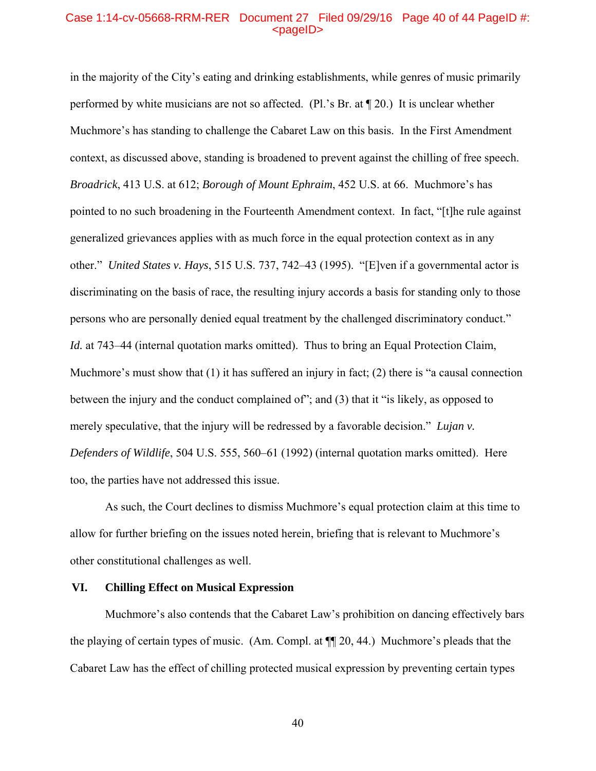in the majority of the City's eating and drinking establishments, while genres of music primarily performed by white musicians are not so affected. (Pl.'s Br. at ¶ 20.) It is unclear whether Muchmore's has standing to challenge the Cabaret Law on this basis. In the First Amendment context, as discussed above, standing is broadened to prevent against the chilling of free speech. *Broadrick*, 413 U.S. at 612; *Borough of Mount Ephraim*, 452 U.S. at 66. Muchmore's has pointed to no such broadening in the Fourteenth Amendment context. In fact, "[t]he rule against generalized grievances applies with as much force in the equal protection context as in any other." *United States v. Hays*, 515 U.S. 737, 742–43 (1995). "[E]ven if a governmental actor is discriminating on the basis of race, the resulting injury accords a basis for standing only to those persons who are personally denied equal treatment by the challenged discriminatory conduct." *Id.* at 743–44 (internal quotation marks omitted). Thus to bring an Equal Protection Claim, Muchmore's must show that (1) it has suffered an injury in fact; (2) there is "a causal connection between the injury and the conduct complained of"; and (3) that it "is likely, as opposed to merely speculative, that the injury will be redressed by a favorable decision." *Lujan v. Defenders of Wildlife*, 504 U.S. 555, 560–61 (1992) (internal quotation marks omitted). Here too, the parties have not addressed this issue.

As such, the Court declines to dismiss Muchmore's equal protection claim at this time to allow for further briefing on the issues noted herein, briefing that is relevant to Muchmore's other constitutional challenges as well.

## VI. Chilling Effect on Musical Expression

Muchmore's also contends that the Cabaret Law's prohibition on dancing effectively bars the playing of certain types of music. (Am. Compl. at ¶¶ 20, 44.) Muchmore's pleads that the Cabaret Law has the effect of chilling protected musical expression by preventing certain types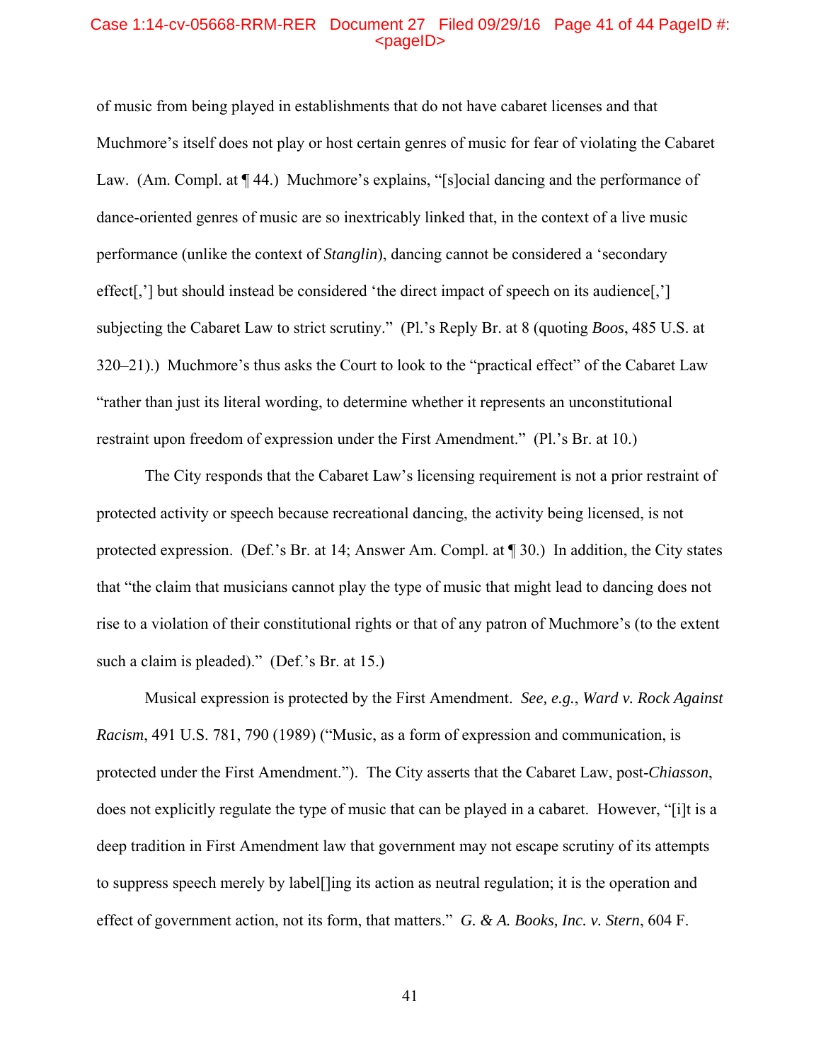of music from being played in establishments that do not have cabaret licenses and that Muchmore's itself does not play or host certain genres of music for fear of violating the Cabaret Law. (Am. Compl. at ¶ 44.) Muchmore's explains, "[s]ocial dancing and the performance of dance-oriented genres of music are so inextricably linked that, in the context of a live music performance (unlike the context of *Stanglin*), dancing cannot be considered a 'secondary effect[,'] but should instead be considered 'the direct impact of speech on its audience[,'] subjecting the Cabaret Law to strict scrutiny." (Pl.'s Reply Br. at 8 (quoting *Boos*, 485 U.S. at 320–21).) Muchmore's thus asks the Court to look to the "practical effect" of the Cabaret Law "rather than just its literal wording, to determine whether it represents an unconstitutional restraint upon freedom of expression under the First Amendment." (Pl.'s Br. at 10.)

The City responds that the Cabaret Law's licensing requirement is not a prior restraint of protected activity or speech because recreational dancing, the activity being licensed, is not protected expression. (Def.'s Br. at 14; Answer Am. Compl. at ¶ 30.) In addition, the City states that "the claim that musicians cannot play the type of music that might lead to dancing does not rise to a violation of their constitutional rights or that of any patron of Muchmore's (to the extent such a claim is pleaded)." (Def.'s Br. at 15.)

Musical expression is protected by the First Amendment. *See, e.g.*, *Ward v. Rock Against Racism*, 491 U.S. 781, 790 (1989) ("Music, as a form of expression and communication, is protected under the First Amendment."). The City asserts that the Cabaret Law, post-*Chiasson*, does not explicitly regulate the type of music that can be played in a cabaret. However, "[i]t is a deep tradition in First Amendment law that government may not escape scrutiny of its attempts to suppress speech merely by label[]ing its action as neutral regulation; it is the operation and effect of government action, not its form, that matters." *G. & A. Books, Inc. v. Stern*, 604 F.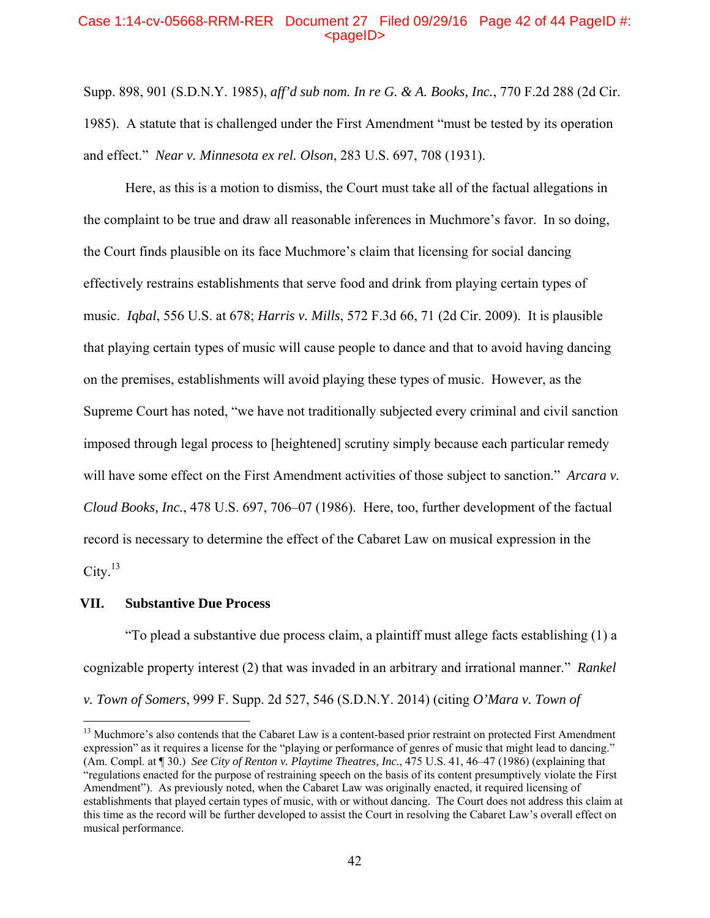Supp. 898, 901 (S.D.N.Y. 1985), *aff'd sub nom. In re G. & A. Books, Inc.*, 770 F.2d 288 (2d Cir. 1985). A statute that is challenged under the First Amendment "must be tested by its operation and effect." *Near v. Minnesota ex rel. Olson*, 283 U.S. 697, 708 (1931).

Here, as this is a motion to dismiss, the Court must take all of the factual allegations in the complaint to be true and draw all reasonable inferences in Muchmore's favor. In so doing, the Court finds plausible on its face Muchmore's claim that licensing for social dancing effectively restrains establishments that serve food and drink from playing certain types of music. *Iqbal*, 556 U.S. at 678; *Harris v. Mills*, 572 F.3d 66, 71 (2d Cir. 2009). It is plausible that playing certain types of music will cause people to dance and that to avoid having dancing on the premises, establishments will avoid playing these types of music. However, as the Supreme Court has noted, "we have not traditionally subjected every criminal and civil sanction imposed through legal process to [heightened] scrutiny simply because each particular remedy will have some effect on the First Amendment activities of those subject to sanction." *Arcara v. Cloud Books, Inc.*, 478 U.S. 697, 706–07 (1986). Here, too, further development of the factual record is necessary to determine the effect of the Cabaret Law on musical expression in the City.[13]

## VII. Substantive Due Process

"To plead a substantive due process claim, a plaintiff must allege facts establishing (1) a cognizable property interest (2) that was invaded in an arbitrary and irrational manner." *Rankel v. Town of Somers*, 999 F. Supp. 2d 527, 546 (S.D.N.Y. 2014) (citing *O'Mara v. Town of*

---

[13] Muchmore's also contends that the Cabaret Law is a content-based prior restraint on protected First Amendment expression" as it requires a license for the "playing or performance of genres of music that might lead to dancing." (Am. Compl. at ¶ 30.) *See City of Renton v. Playtime Theatres, Inc.*, 475 U.S. 41, 46–47 (1986) (explaining that "regulations enacted for the purpose of restraining speech on the basis of its content presumptively violate the First Amendment"). As previously noted, when the Cabaret Law was originally enacted, it required licensing of establishments that played certain types of music, with or without dancing. The Court does not address this claim at this time as the record will be further developed to assist the Court in resolving the Cabaret Law's overall effect on musical performance.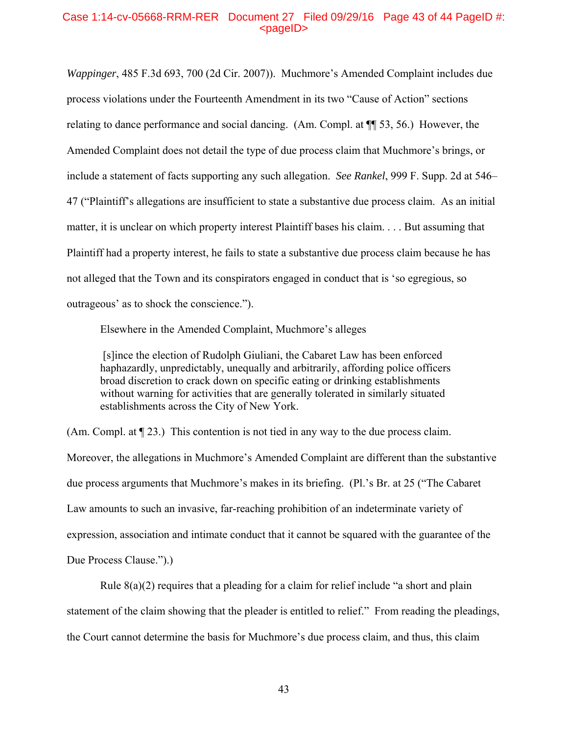*Wappinger*, 485 F.3d 693, 700 (2d Cir. 2007)). Muchmore's Amended Complaint includes due process violations under the Fourteenth Amendment in its two "Cause of Action" sections relating to dance performance and social dancing. (Am. Compl. at ¶¶ 53, 56.) However, the Amended Complaint does not detail the type of due process claim that Muchmore's brings, or include a statement of facts supporting any such allegation. *See Rankel*, 999 F. Supp. 2d at 546–47 ("Plaintiff's allegations are insufficient to state a substantive due process claim. As an initial matter, it is unclear on which property interest Plaintiff bases his claim. . . . But assuming that Plaintiff had a property interest, he fails to state a substantive due process claim because he has not alleged that the Town and its conspirators engaged in conduct that is 'so egregious, so outrageous' as to shock the conscience.").

Elsewhere in the Amended Complaint, Muchmore's alleges

> [s]ince the election of Rudolph Giuliani, the Cabaret Law has been enforced haphazardly, unpredictably, unequally and arbitrarily, affording police officers broad discretion to crack down on specific eating or drinking establishments without warning for activities that are generally tolerated in similarly situated establishments across the City of New York.

(Am. Compl. at ¶ 23.) This contention is not tied in any way to the due process claim. Moreover, the allegations in Muchmore's Amended Complaint are different than the substantive due process arguments that Muchmore's makes in its briefing. (Pl.'s Br. at 25 ("The Cabaret Law amounts to such an invasive, far-reaching prohibition of an indeterminate variety of expression, association and intimate conduct that it cannot be squared with the guarantee of the Due Process Clause.").)

Rule 8(a)(2) requires that a pleading for a claim for relief include "a short and plain statement of the claim showing that the pleader is entitled to relief." From reading the pleadings, the Court cannot determine the basis for Muchmore's due process claim, and thus, this claim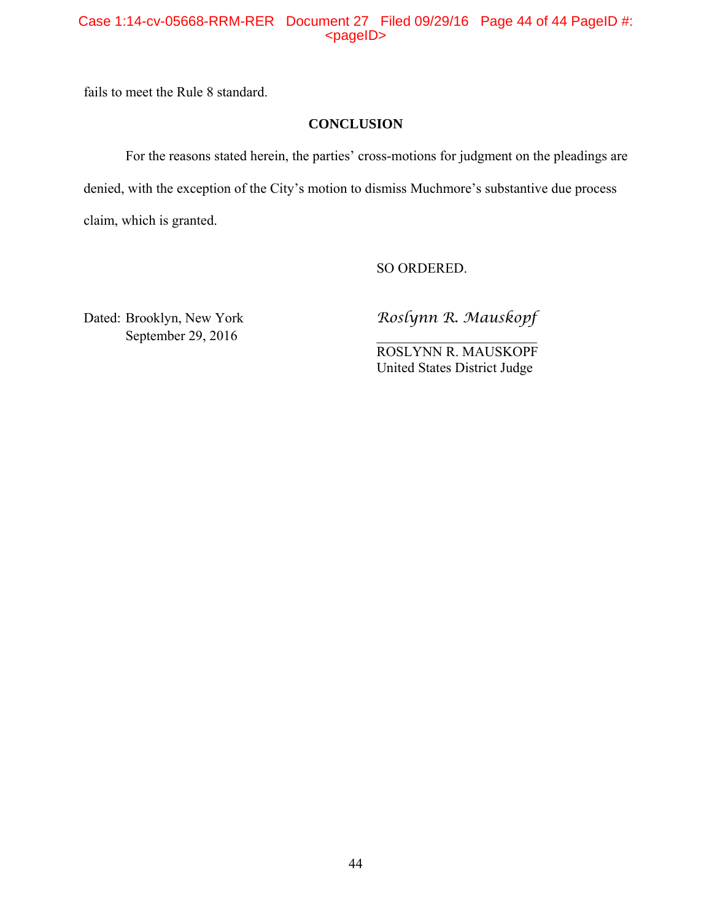fails to meet the Rule 8 standard.

## CONCLUSION

For the reasons stated herein, the parties' cross-motions for judgment on the pleadings are denied, with the exception of the City's motion to dismiss Muchmore's substantive due process claim, which is granted.

SO ORDERED.

Dated: Brooklyn, New York
September 29, 2016

*Roslynn R. Mauskopf*

ROSLYNN R. MAUSKOPF
United States District Judge